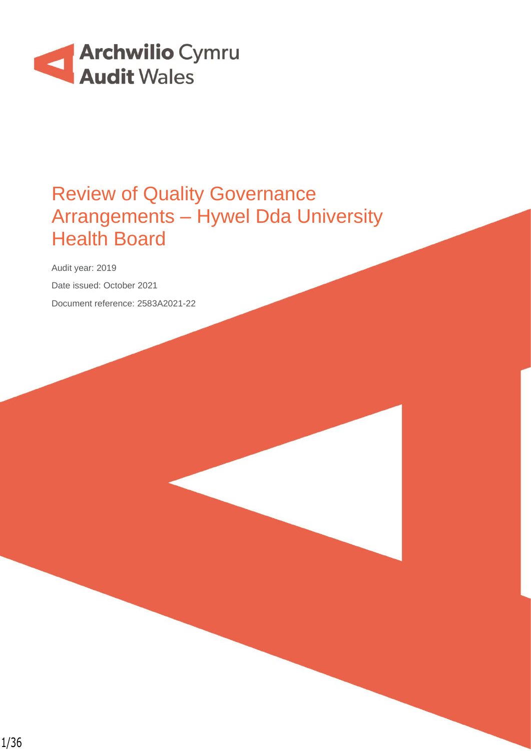Archwilio Cymru
Audit Wales

# Review of Quality Governance Arrangements – Hywel Dda University Health Board

Audit year: 2019

Date issued: October 2021

Document reference: 2583A2021-22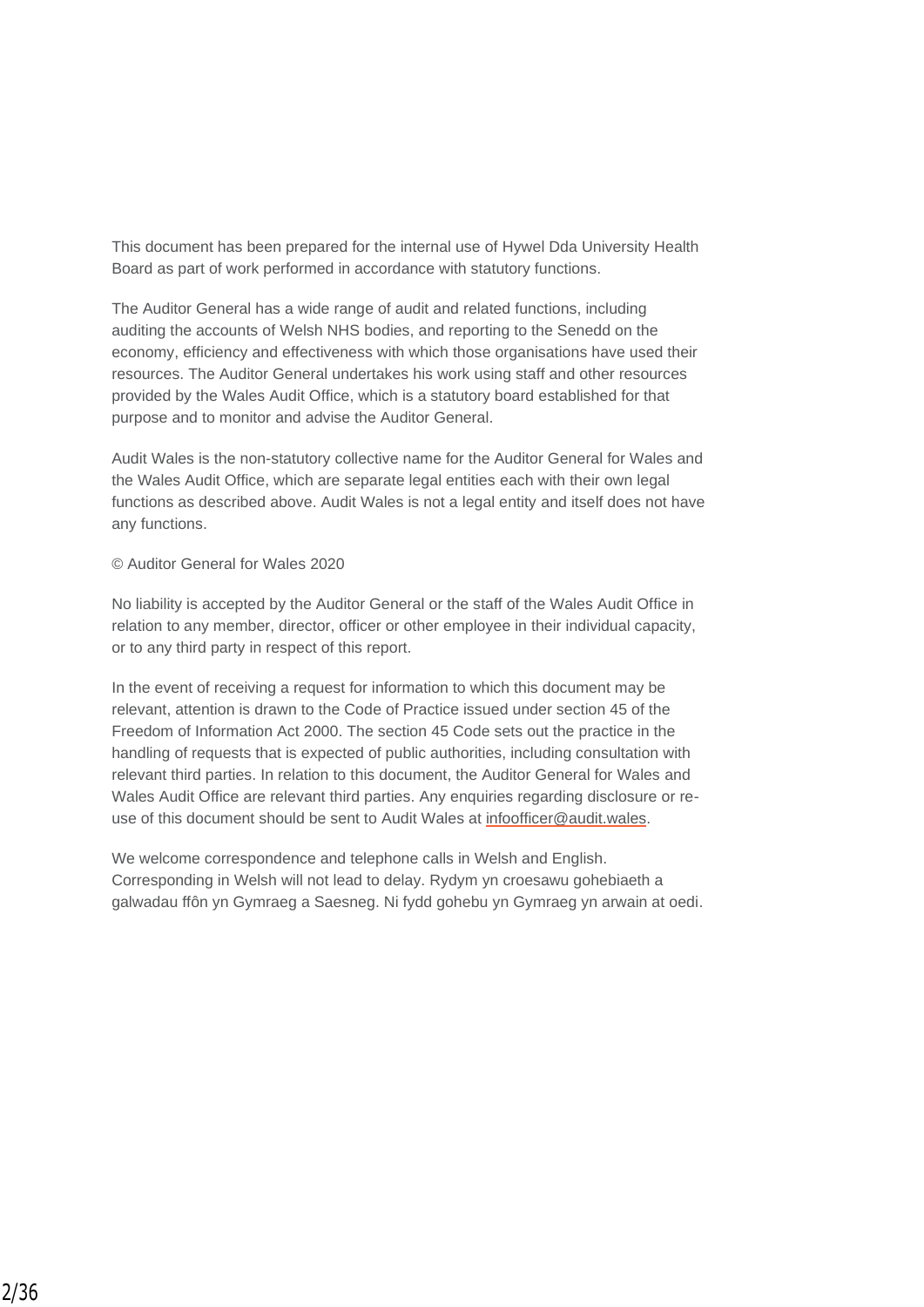This document has been prepared for the internal use of Hywel Dda University Health Board as part of work performed in accordance with statutory functions.

The Auditor General has a wide range of audit and related functions, including auditing the accounts of Welsh NHS bodies, and reporting to the Senedd on the economy, efficiency and effectiveness with which those organisations have used their resources. The Auditor General undertakes his work using staff and other resources provided by the Wales Audit Office, which is a statutory board established for that purpose and to monitor and advise the Auditor General.

Audit Wales is the non-statutory collective name for the Auditor General for Wales and the Wales Audit Office, which are separate legal entities each with their own legal functions as described above. Audit Wales is not a legal entity and itself does not have any functions.

© Auditor General for Wales 2020

No liability is accepted by the Auditor General or the staff of the Wales Audit Office in relation to any member, director, officer or other employee in their individual capacity, or to any third party in respect of this report.

In the event of receiving a request for information to which this document may be relevant, attention is drawn to the Code of Practice issued under section 45 of the Freedom of Information Act 2000. The section 45 Code sets out the practice in the handling of requests that is expected of public authorities, including consultation with relevant third parties. In relation to this document, the Auditor General for Wales and Wales Audit Office are relevant third parties. Any enquiries regarding disclosure or re-use of this document should be sent to Audit Wales at infoofficer@audit.wales.

We welcome correspondence and telephone calls in Welsh and English. Corresponding in Welsh will not lead to delay. Rydym yn croesawu gohebiaeth a galwadau ffôn yn Gymraeg a Saesneg. Ni fydd gohebu yn Gymraeg yn arwain at oedi.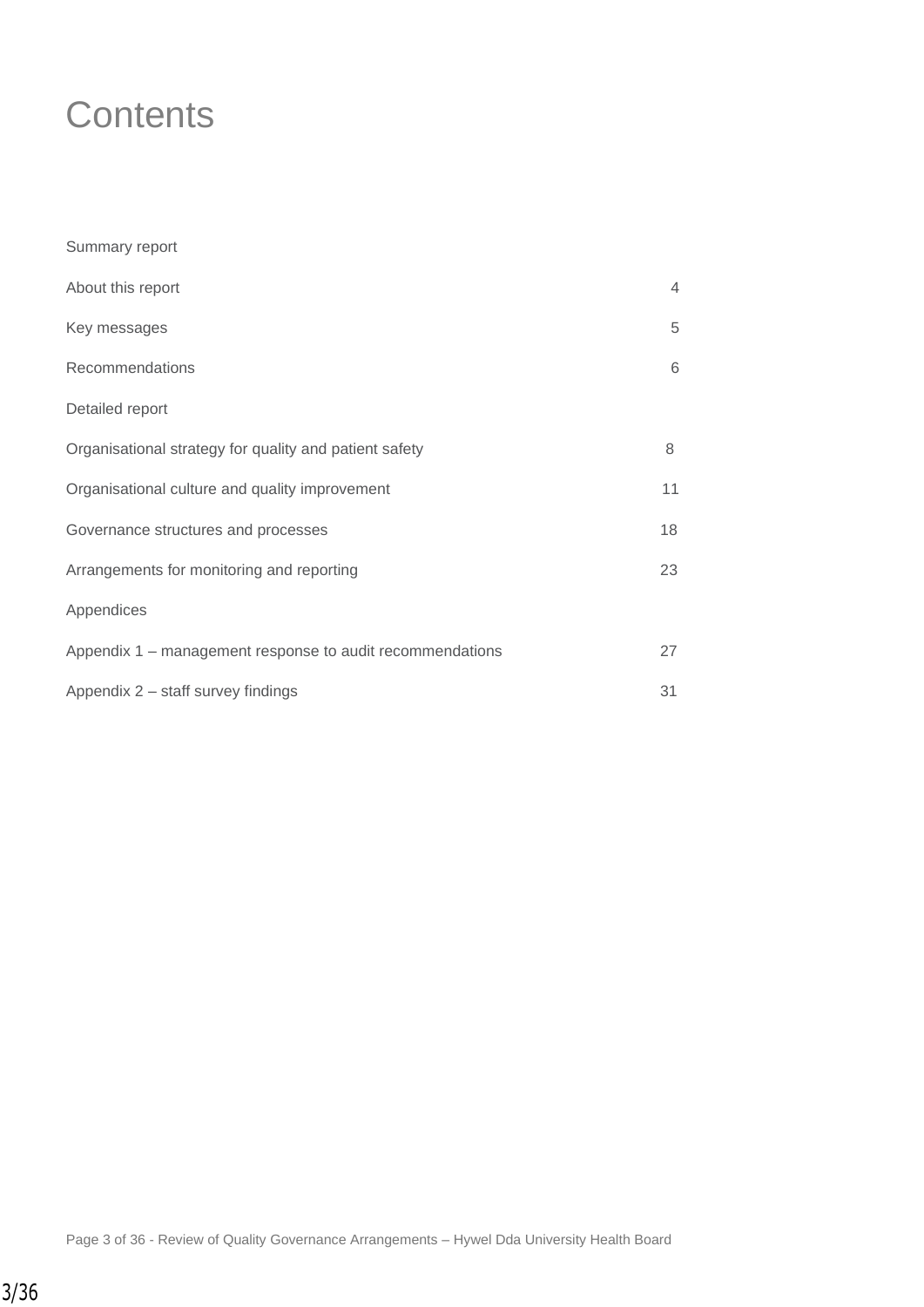# Contents

Summary report

| | |
|---|---|
| About this report | 4 |
| Key messages | 5 |
| Recommendations | 6 |

Detailed report

| | |
|---|---|
| Organisational strategy for quality and patient safety | 8 |
| Organisational culture and quality improvement | 11 |
| Governance structures and processes | 18 |
| Arrangements for monitoring and reporting | 23 |

Appendices

| | |
|---|---|
| Appendix 1 – management response to audit recommendations | 27 |
| Appendix 2 – staff survey findings | 31 |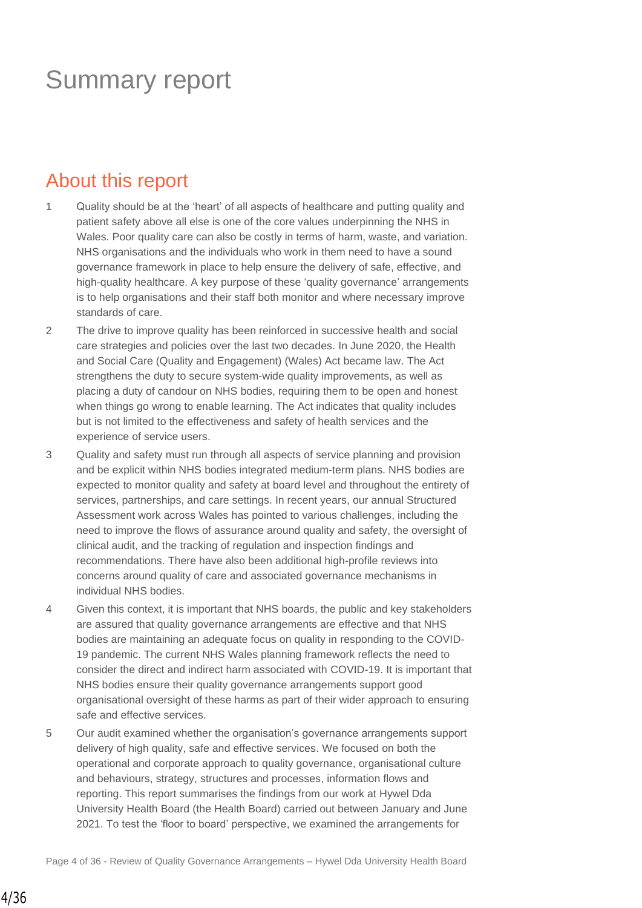# Summary report

## About this report

1. Quality should be at the 'heart' of all aspects of healthcare and putting quality and patient safety above all else is one of the core values underpinning the NHS in Wales. Poor quality care can also be costly in terms of harm, waste, and variation. NHS organisations and the individuals who work in them need to have a sound governance framework in place to help ensure the delivery of safe, effective, and high-quality healthcare. A key purpose of these 'quality governance' arrangements is to help organisations and their staff both monitor and where necessary improve standards of care.

2. The drive to improve quality has been reinforced in successive health and social care strategies and policies over the last two decades. In June 2020, the Health and Social Care (Quality and Engagement) (Wales) Act became law. The Act strengthens the duty to secure system-wide quality improvements, as well as placing a duty of candour on NHS bodies, requiring them to be open and honest when things go wrong to enable learning. The Act indicates that quality includes but is not limited to the effectiveness and safety of health services and the experience of service users.

3. Quality and safety must run through all aspects of service planning and provision and be explicit within NHS bodies integrated medium-term plans. NHS bodies are expected to monitor quality and safety at board level and throughout the entirety of services, partnerships, and care settings. In recent years, our annual Structured Assessment work across Wales has pointed to various challenges, including the need to improve the flows of assurance around quality and safety, the oversight of clinical audit, and the tracking of regulation and inspection findings and recommendations. There have also been additional high-profile reviews into concerns around quality of care and associated governance mechanisms in individual NHS bodies.

4. Given this context, it is important that NHS boards, the public and key stakeholders are assured that quality governance arrangements are effective and that NHS bodies are maintaining an adequate focus on quality in responding to the COVID-19 pandemic. The current NHS Wales planning framework reflects the need to consider the direct and indirect harm associated with COVID-19. It is important that NHS bodies ensure their quality governance arrangements support good organisational oversight of these harms as part of their wider approach to ensuring safe and effective services.

5. Our audit examined whether the organisation's governance arrangements support delivery of high quality, safe and effective services. We focused on both the operational and corporate approach to quality governance, organisational culture and behaviours, strategy, structures and processes, information flows and reporting. This report summarises the findings from our work at Hywel Dda University Health Board (the Health Board) carried out between January and June 2021. To test the 'floor to board' perspective, we examined the arrangements for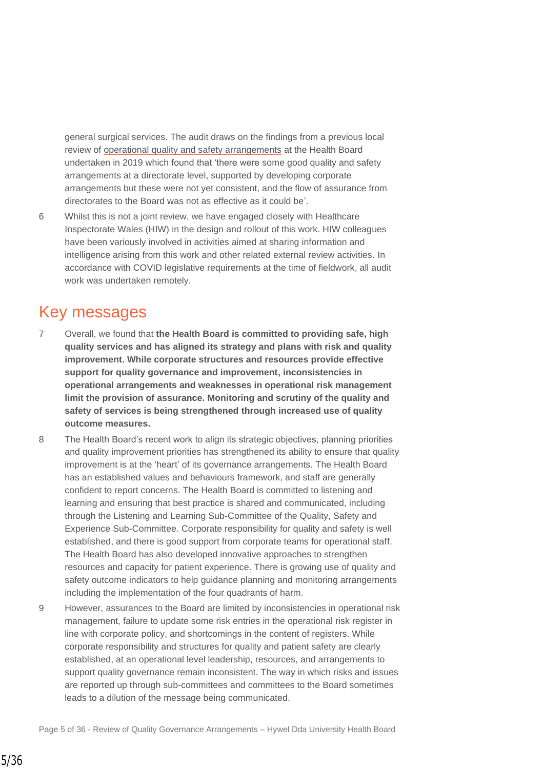general surgical services. The audit draws on the findings from a previous local review of operational quality and safety arrangements at the Health Board undertaken in 2019 which found that 'there were some good quality and safety arrangements at a directorate level, supported by developing corporate arrangements but these were not yet consistent, and the flow of assurance from directorates to the Board was not as effective as it could be'.

6 Whilst this is not a joint review, we have engaged closely with Healthcare Inspectorate Wales (HIW) in the design and rollout of this work. HIW colleagues have been variously involved in activities aimed at sharing information and intelligence arising from this work and other related external review activities. In accordance with COVID legislative requirements at the time of fieldwork, all audit work was undertaken remotely.

## Key messages

7 Overall, we found that **the Health Board is committed to providing safe, high quality services and has aligned its strategy and plans with risk and quality improvement. While corporate structures and resources provide effective support for quality governance and improvement, inconsistencies in operational arrangements and weaknesses in operational risk management limit the provision of assurance. Monitoring and scrutiny of the quality and safety of services is being strengthened through increased use of quality outcome measures.**

8 The Health Board's recent work to align its strategic objectives, planning priorities and quality improvement priorities has strengthened its ability to ensure that quality improvement is at the 'heart' of its governance arrangements. The Health Board has an established values and behaviours framework, and staff are generally confident to report concerns. The Health Board is committed to listening and learning and ensuring that best practice is shared and communicated, including through the Listening and Learning Sub-Committee of the Quality, Safety and Experience Sub-Committee. Corporate responsibility for quality and safety is well established, and there is good support from corporate teams for operational staff. The Health Board has also developed innovative approaches to strengthen resources and capacity for patient experience. There is growing use of quality and safety outcome indicators to help guidance planning and monitoring arrangements including the implementation of the four quadrants of harm.

9 However, assurances to the Board are limited by inconsistencies in operational risk management, failure to update some risk entries in the operational risk register in line with corporate policy, and shortcomings in the content of registers. While corporate responsibility and structures for quality and patient safety are clearly established, at an operational level leadership, resources, and arrangements to support quality governance remain inconsistent. The way in which risks and issues are reported up through sub-committees and committees to the Board sometimes leads to a dilution of the message being communicated.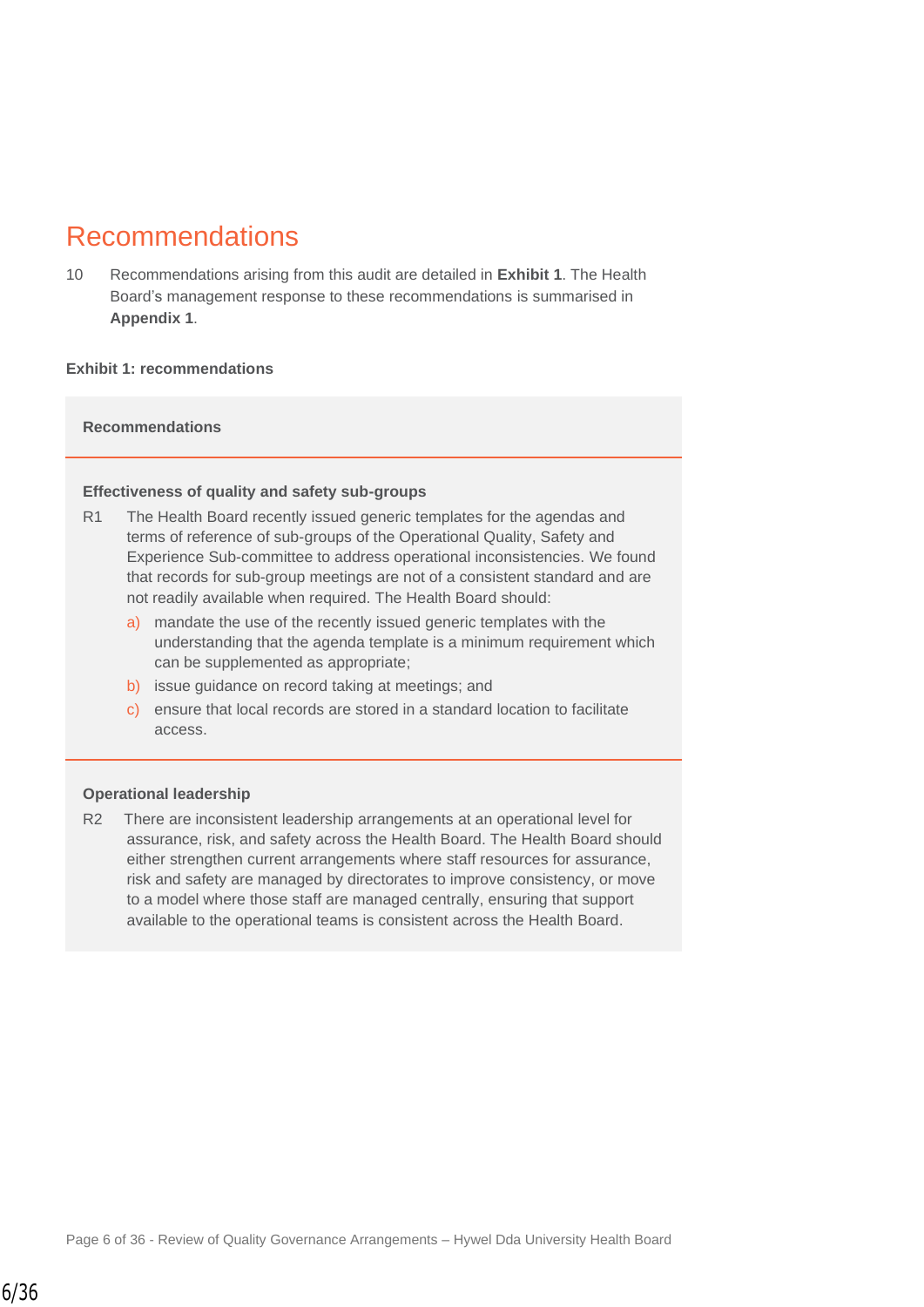# Recommendations

10 Recommendations arising from this audit are detailed in **Exhibit 1**. The Health Board's management response to these recommendations is summarised in **Appendix 1**.

**Exhibit 1: recommendations**

| Recommendations |
|---|
| **Effectiveness of quality and safety sub-groups**<br><br>R1 The Health Board recently issued generic templates for the agendas and terms of reference of sub-groups of the Operational Quality, Safety and Experience Sub-committee to address operational inconsistencies. We found that records for sub-group meetings are not of a consistent standard and are not readily available when required. The Health Board should:<br>a) mandate the use of the recently issued generic templates with the understanding that the agenda template is a minimum requirement which can be supplemented as appropriate;<br>b) issue guidance on record taking at meetings; and<br>c) ensure that local records are stored in a standard location to facilitate access. |
| **Operational leadership**<br><br>R2 There are inconsistent leadership arrangements at an operational level for assurance, risk, and safety across the Health Board. The Health Board should either strengthen current arrangements where staff resources for assurance, risk and safety are managed by directorates to improve consistency, or move to a model where those staff are managed centrally, ensuring that support available to the operational teams is consistent across the Health Board. |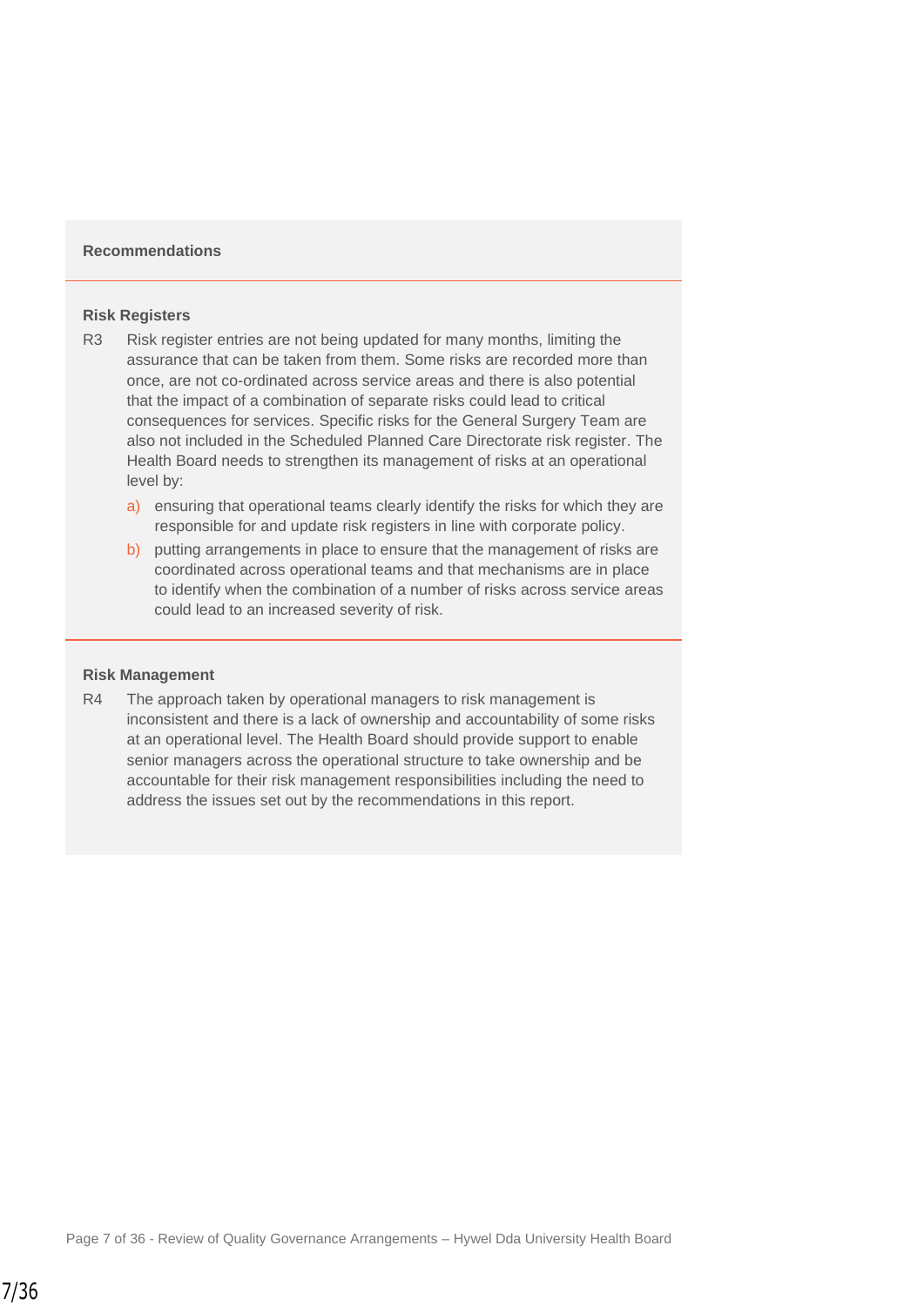**Recommendations**

**Risk Registers**

R3 Risk register entries are not being updated for many months, limiting the assurance that can be taken from them. Some risks are recorded more than once, are not co-ordinated across service areas and there is also potential that the impact of a combination of separate risks could lead to critical consequences for services. Specific risks for the General Surgery Team are also not included in the Scheduled Planned Care Directorate risk register. The Health Board needs to strengthen its management of risks at an operational level by:

a) ensuring that operational teams clearly identify the risks for which they are responsible for and update risk registers in line with corporate policy.

b) putting arrangements in place to ensure that the management of risks are coordinated across operational teams and that mechanisms are in place to identify when the combination of a number of risks across service areas could lead to an increased severity of risk.

**Risk Management**

R4 The approach taken by operational managers to risk management is inconsistent and there is a lack of ownership and accountability of some risks at an operational level. The Health Board should provide support to enable senior managers across the operational structure to take ownership and be accountable for their risk management responsibilities including the need to address the issues set out by the recommendations in this report.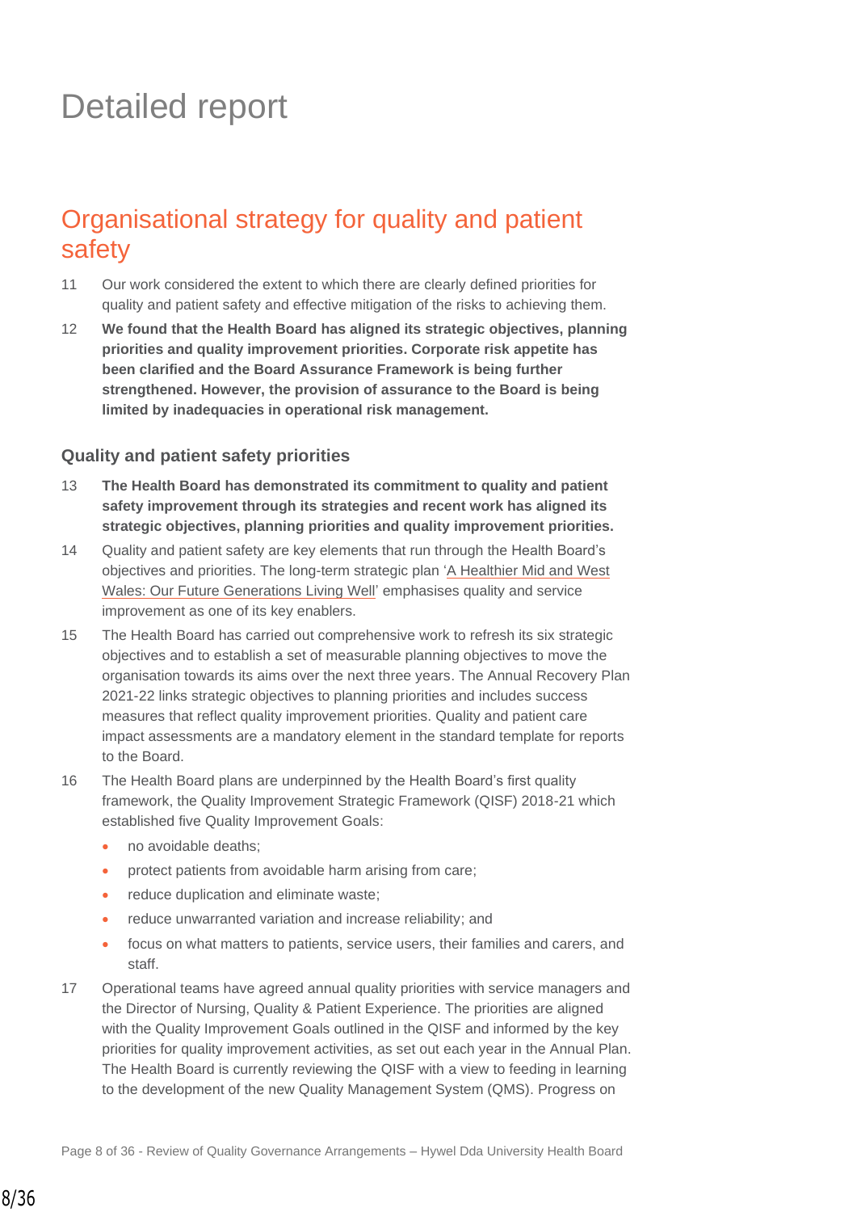# Detailed report

## Organisational strategy for quality and patient safety

11 Our work considered the extent to which there are clearly defined priorities for quality and patient safety and effective mitigation of the risks to achieving them.

12 **We found that the Health Board has aligned its strategic objectives, planning priorities and quality improvement priorities. Corporate risk appetite has been clarified and the Board Assurance Framework is being further strengthened. However, the provision of assurance to the Board is being limited by inadequacies in operational risk management.**

### Quality and patient safety priorities

13 **The Health Board has demonstrated its commitment to quality and patient safety improvement through its strategies and recent work has aligned its strategic objectives, planning priorities and quality improvement priorities.**

14 Quality and patient safety are key elements that run through the Health Board's objectives and priorities. The long-term strategic plan 'A Healthier Mid and West Wales: Our Future Generations Living Well' emphasises quality and service improvement as one of its key enablers.

15 The Health Board has carried out comprehensive work to refresh its six strategic objectives and to establish a set of measurable planning objectives to move the organisation towards its aims over the next three years. The Annual Recovery Plan 2021-22 links strategic objectives to planning priorities and includes success measures that reflect quality improvement priorities. Quality and patient care impact assessments are a mandatory element in the standard template for reports to the Board.

16 The Health Board plans are underpinned by the Health Board's first quality framework, the Quality Improvement Strategic Framework (QISF) 2018-21 which established five Quality Improvement Goals:

- no avoidable deaths;
- protect patients from avoidable harm arising from care;
- reduce duplication and eliminate waste;
- reduce unwarranted variation and increase reliability; and
- focus on what matters to patients, service users, their families and carers, and staff.

17 Operational teams have agreed annual quality priorities with service managers and the Director of Nursing, Quality & Patient Experience. The priorities are aligned with the Quality Improvement Goals outlined in the QISF and informed by the key priorities for quality improvement activities, as set out each year in the Annual Plan. The Health Board is currently reviewing the QISF with a view to feeding in learning to the development of the new Quality Management System (QMS). Progress on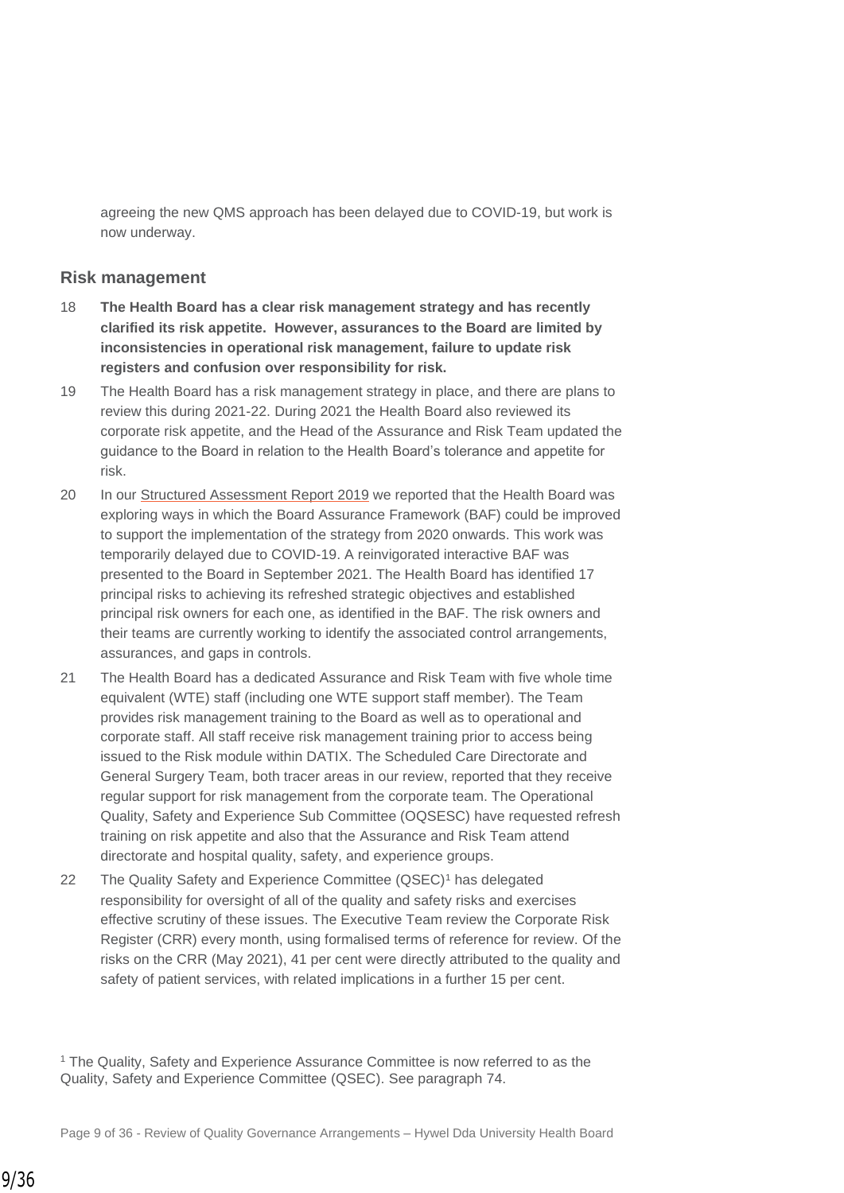agreeing the new QMS approach has been delayed due to COVID-19, but work is now underway.

## Risk management

18 **The Health Board has a clear risk management strategy and has recently clarified its risk appetite. However, assurances to the Board are limited by inconsistencies in operational risk management, failure to update risk registers and confusion over responsibility for risk.**

19 The Health Board has a risk management strategy in place, and there are plans to review this during 2021-22. During 2021 the Health Board also reviewed its corporate risk appetite, and the Head of the Assurance and Risk Team updated the guidance to the Board in relation to the Health Board's tolerance and appetite for risk.

20 In our Structured Assessment Report 2019 we reported that the Health Board was exploring ways in which the Board Assurance Framework (BAF) could be improved to support the implementation of the strategy from 2020 onwards. This work was temporarily delayed due to COVID-19. A reinvigorated interactive BAF was presented to the Board in September 2021. The Health Board has identified 17 principal risks to achieving its refreshed strategic objectives and established principal risk owners for each one, as identified in the BAF. The risk owners and their teams are currently working to identify the associated control arrangements, assurances, and gaps in controls.

21 The Health Board has a dedicated Assurance and Risk Team with five whole time equivalent (WTE) staff (including one WTE support staff member). The Team provides risk management training to the Board as well as to operational and corporate staff. All staff receive risk management training prior to access being issued to the Risk module within DATIX. The Scheduled Care Directorate and General Surgery Team, both tracer areas in our review, reported that they receive regular support for risk management from the corporate team. The Operational Quality, Safety and Experience Sub Committee (OQSESC) have requested refresh training on risk appetite and also that the Assurance and Risk Team attend directorate and hospital quality, safety, and experience groups.

22 The Quality Safety and Experience Committee (QSEC)[1] has delegated responsibility for oversight of all of the quality and safety risks and exercises effective scrutiny of these issues. The Executive Team review the Corporate Risk Register (CRR) every month, using formalised terms of reference for review. Of the risks on the CRR (May 2021), 41 per cent were directly attributed to the quality and safety of patient services, with related implications in a further 15 per cent.

[1] The Quality, Safety and Experience Assurance Committee is now referred to as the Quality, Safety and Experience Committee (QSEC). See paragraph 74.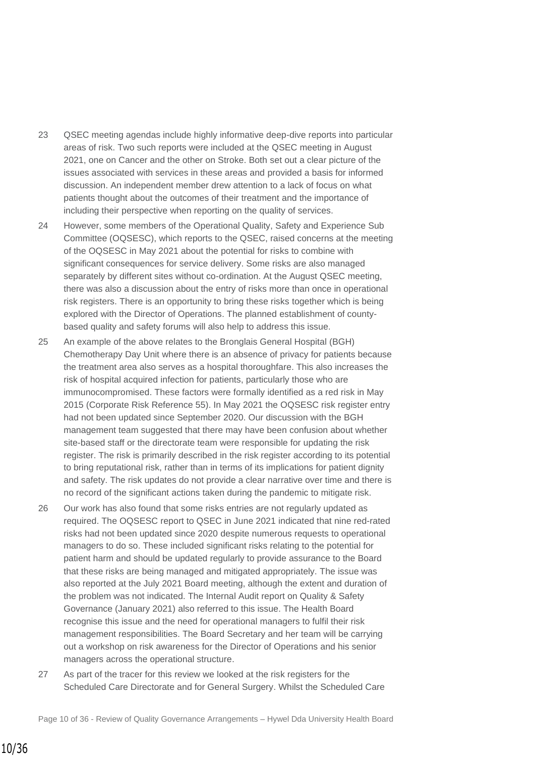23 QSEC meeting agendas include highly informative deep-dive reports into particular areas of risk. Two such reports were included at the QSEC meeting in August 2021, one on Cancer and the other on Stroke. Both set out a clear picture of the issues associated with services in these areas and provided a basis for informed discussion. An independent member drew attention to a lack of focus on what patients thought about the outcomes of their treatment and the importance of including their perspective when reporting on the quality of services.

24 However, some members of the Operational Quality, Safety and Experience Sub Committee (OQSESC), which reports to the QSEC, raised concerns at the meeting of the OQSESC in May 2021 about the potential for risks to combine with significant consequences for service delivery. Some risks are also managed separately by different sites without co-ordination. At the August QSEC meeting, there was also a discussion about the entry of risks more than once in operational risk registers. There is an opportunity to bring these risks together which is being explored with the Director of Operations. The planned establishment of county-based quality and safety forums will also help to address this issue.

25 An example of the above relates to the Bronglais General Hospital (BGH) Chemotherapy Day Unit where there is an absence of privacy for patients because the treatment area also serves as a hospital thoroughfare. This also increases the risk of hospital acquired infection for patients, particularly those who are immunocompromised. These factors were formally identified as a red risk in May 2015 (Corporate Risk Reference 55). In May 2021 the OQSESC risk register entry had not been updated since September 2020. Our discussion with the BGH management team suggested that there may have been confusion about whether site-based staff or the directorate team were responsible for updating the risk register. The risk is primarily described in the risk register according to its potential to bring reputational risk, rather than in terms of its implications for patient dignity and safety. The risk updates do not provide a clear narrative over time and there is no record of the significant actions taken during the pandemic to mitigate risk.

26 Our work has also found that some risks entries are not regularly updated as required. The OQSESC report to QSEC in June 2021 indicated that nine red-rated risks had not been updated since 2020 despite numerous requests to operational managers to do so. These included significant risks relating to the potential for patient harm and should be updated regularly to provide assurance to the Board that these risks are being managed and mitigated appropriately. The issue was also reported at the July 2021 Board meeting, although the extent and duration of the problem was not indicated. The Internal Audit report on Quality & Safety Governance (January 2021) also referred to this issue. The Health Board recognise this issue and the need for operational managers to fulfil their risk management responsibilities. The Board Secretary and her team will be carrying out a workshop on risk awareness for the Director of Operations and his senior managers across the operational structure.

27 As part of the tracer for this review we looked at the risk registers for the Scheduled Care Directorate and for General Surgery. Whilst the Scheduled Care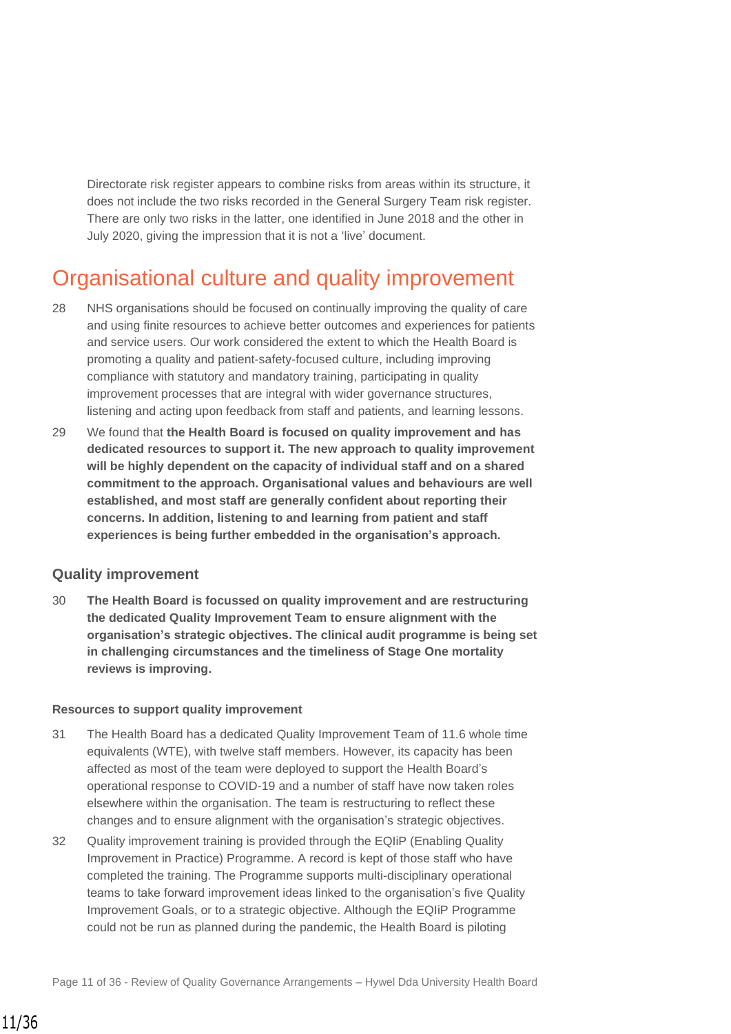Directorate risk register appears to combine risks from areas within its structure, it does not include the two risks recorded in the General Surgery Team risk register. There are only two risks in the latter, one identified in June 2018 and the other in July 2020, giving the impression that it is not a 'live' document.

# Organisational culture and quality improvement

28 NHS organisations should be focused on continually improving the quality of care and using finite resources to achieve better outcomes and experiences for patients and service users. Our work considered the extent to which the Health Board is promoting a quality and patient-safety-focused culture, including improving compliance with statutory and mandatory training, participating in quality improvement processes that are integral with wider governance structures, listening and acting upon feedback from staff and patients, and learning lessons.

29 We found that **the Health Board is focused on quality improvement and has dedicated resources to support it. The new approach to quality improvement will be highly dependent on the capacity of individual staff and on a shared commitment to the approach. Organisational values and behaviours are well established, and most staff are generally confident about reporting their concerns. In addition, listening to and learning from patient and staff experiences is being further embedded in the organisation's approach.**

## Quality improvement

30 **The Health Board is focussed on quality improvement and are restructuring the dedicated Quality Improvement Team to ensure alignment with the organisation's strategic objectives. The clinical audit programme is being set in challenging circumstances and the timeliness of Stage One mortality reviews is improving.**

#### Resources to support quality improvement

31 The Health Board has a dedicated Quality Improvement Team of 11.6 whole time equivalents (WTE), with twelve staff members. However, its capacity has been affected as most of the team were deployed to support the Health Board's operational response to COVID-19 and a number of staff have now taken roles elsewhere within the organisation. The team is restructuring to reflect these changes and to ensure alignment with the organisation's strategic objectives.

32 Quality improvement training is provided through the EQIiP (Enabling Quality Improvement in Practice) Programme. A record is kept of those staff who have completed the training. The Programme supports multi-disciplinary operational teams to take forward improvement ideas linked to the organisation's five Quality Improvement Goals, or to a strategic objective. Although the EQIiP Programme could not be run as planned during the pandemic, the Health Board is piloting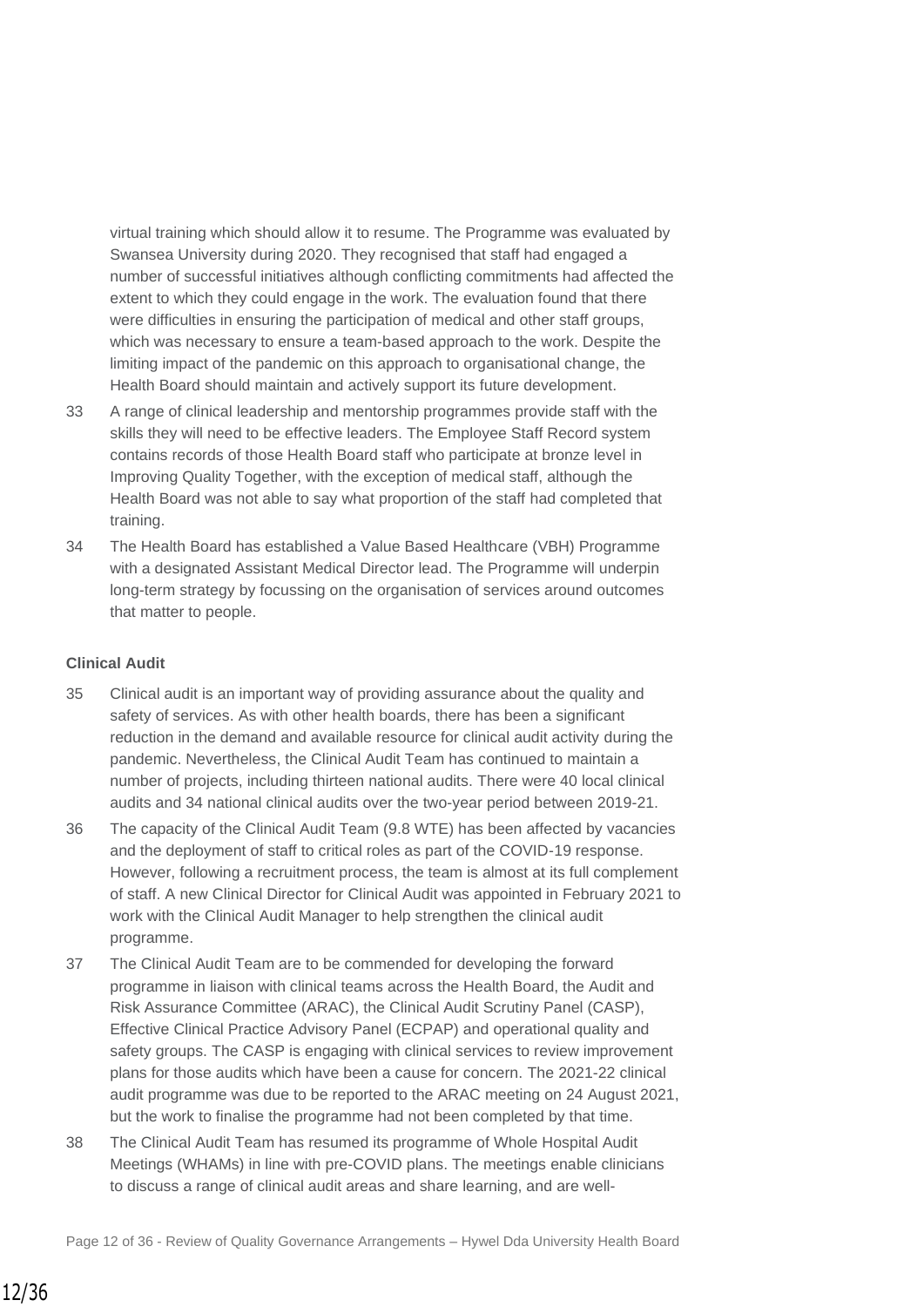virtual training which should allow it to resume. The Programme was evaluated by Swansea University during 2020. They recognised that staff had engaged a number of successful initiatives although conflicting commitments had affected the extent to which they could engage in the work. The evaluation found that there were difficulties in ensuring the participation of medical and other staff groups, which was necessary to ensure a team-based approach to the work. Despite the limiting impact of the pandemic on this approach to organisational change, the Health Board should maintain and actively support its future development.

33 A range of clinical leadership and mentorship programmes provide staff with the skills they will need to be effective leaders. The Employee Staff Record system contains records of those Health Board staff who participate at bronze level in Improving Quality Together, with the exception of medical staff, although the Health Board was not able to say what proportion of the staff had completed that training.

34 The Health Board has established a Value Based Healthcare (VBH) Programme with a designated Assistant Medical Director lead. The Programme will underpin long-term strategy by focussing on the organisation of services around outcomes that matter to people.

**Clinical Audit**

35 Clinical audit is an important way of providing assurance about the quality and safety of services. As with other health boards, there has been a significant reduction in the demand and available resource for clinical audit activity during the pandemic. Nevertheless, the Clinical Audit Team has continued to maintain a number of projects, including thirteen national audits. There were 40 local clinical audits and 34 national clinical audits over the two-year period between 2019-21.

36 The capacity of the Clinical Audit Team (9.8 WTE) has been affected by vacancies and the deployment of staff to critical roles as part of the COVID-19 response. However, following a recruitment process, the team is almost at its full complement of staff. A new Clinical Director for Clinical Audit was appointed in February 2021 to work with the Clinical Audit Manager to help strengthen the clinical audit programme.

37 The Clinical Audit Team are to be commended for developing the forward programme in liaison with clinical teams across the Health Board, the Audit and Risk Assurance Committee (ARAC), the Clinical Audit Scrutiny Panel (CASP), Effective Clinical Practice Advisory Panel (ECPAP) and operational quality and safety groups. The CASP is engaging with clinical services to review improvement plans for those audits which have been a cause for concern. The 2021-22 clinical audit programme was due to be reported to the ARAC meeting on 24 August 2021, but the work to finalise the programme had not been completed by that time.

38 The Clinical Audit Team has resumed its programme of Whole Hospital Audit Meetings (WHAMs) in line with pre-COVID plans. The meetings enable clinicians to discuss a range of clinical audit areas and share learning, and are well-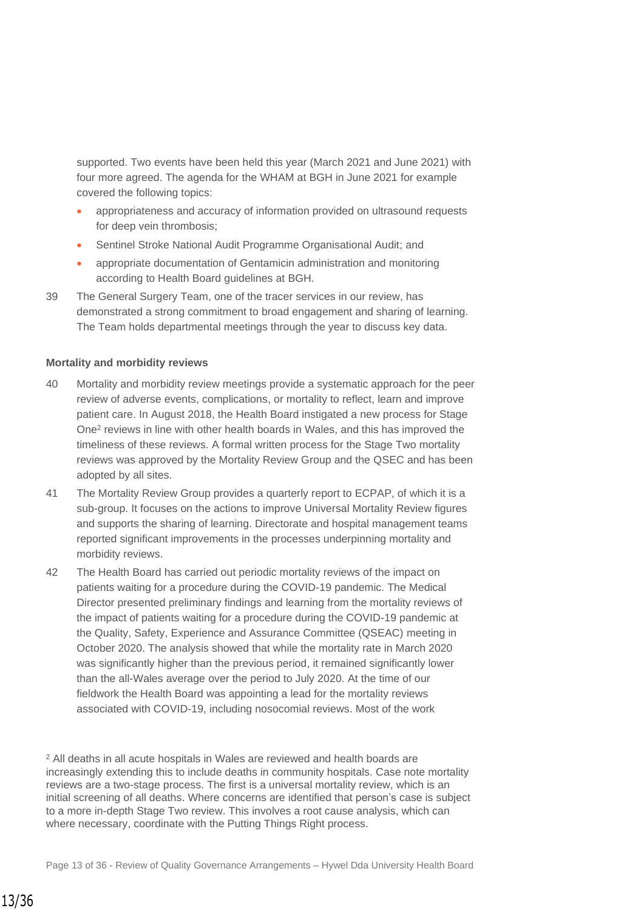supported. Two events have been held this year (March 2021 and June 2021) with four more agreed. The agenda for the WHAM at BGH in June 2021 for example covered the following topics:

- appropriateness and accuracy of information provided on ultrasound requests for deep vein thrombosis;
- Sentinel Stroke National Audit Programme Organisational Audit; and
- appropriate documentation of Gentamicin administration and monitoring according to Health Board guidelines at BGH.

39 The General Surgery Team, one of the tracer services in our review, has demonstrated a strong commitment to broad engagement and sharing of learning. The Team holds departmental meetings through the year to discuss key data.

**Mortality and morbidity reviews**

40 Mortality and morbidity review meetings provide a systematic approach for the peer review of adverse events, complications, or mortality to reflect, learn and improve patient care. In August 2018, the Health Board instigated a new process for Stage One[2] reviews in line with other health boards in Wales, and this has improved the timeliness of these reviews. A formal written process for the Stage Two mortality reviews was approved by the Mortality Review Group and the QSEC and has been adopted by all sites.

41 The Mortality Review Group provides a quarterly report to ECPAP, of which it is a sub-group. It focuses on the actions to improve Universal Mortality Review figures and supports the sharing of learning. Directorate and hospital management teams reported significant improvements in the processes underpinning mortality and morbidity reviews.

42 The Health Board has carried out periodic mortality reviews of the impact on patients waiting for a procedure during the COVID-19 pandemic. The Medical Director presented preliminary findings and learning from the mortality reviews of the impact of patients waiting for a procedure during the COVID-19 pandemic at the Quality, Safety, Experience and Assurance Committee (QSEAC) meeting in October 2020. The analysis showed that while the mortality rate in March 2020 was significantly higher than the previous period, it remained significantly lower than the all-Wales average over the period to July 2020. At the time of our fieldwork the Health Board was appointing a lead for the mortality reviews associated with COVID-19, including nosocomial reviews. Most of the work

[2] All deaths in all acute hospitals in Wales are reviewed and health boards are increasingly extending this to include deaths in community hospitals. Case note mortality reviews are a two-stage process. The first is a universal mortality review, which is an initial screening of all deaths. Where concerns are identified that person's case is subject to a more in-depth Stage Two review. This involves a root cause analysis, which can where necessary, coordinate with the Putting Things Right process.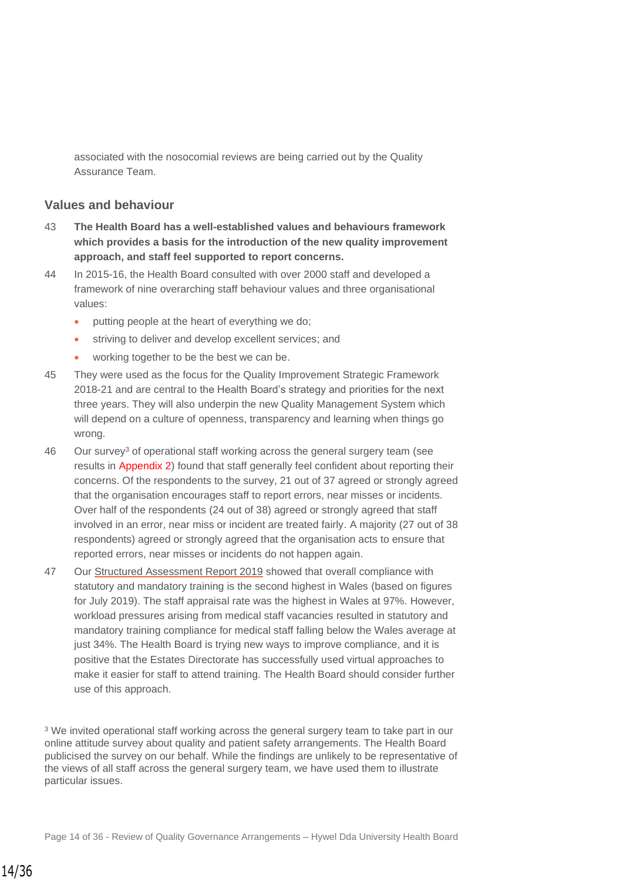associated with the nosocomial reviews are being carried out by the Quality Assurance Team.

## Values and behaviour

43 **The Health Board has a well-established values and behaviours framework which provides a basis for the introduction of the new quality improvement approach, and staff feel supported to report concerns.**

44 In 2015-16, the Health Board consulted with over 2000 staff and developed a framework of nine overarching staff behaviour values and three organisational values:

- putting people at the heart of everything we do;
- striving to deliver and develop excellent services; and
- working together to be the best we can be.

45 They were used as the focus for the Quality Improvement Strategic Framework 2018-21 and are central to the Health Board's strategy and priorities for the next three years. They will also underpin the new Quality Management System which will depend on a culture of openness, transparency and learning when things go wrong.

46 Our survey[3] of operational staff working across the general surgery team (see results in Appendix 2) found that staff generally feel confident about reporting their concerns. Of the respondents to the survey, 21 out of 37 agreed or strongly agreed that the organisation encourages staff to report errors, near misses or incidents. Over half of the respondents (24 out of 38) agreed or strongly agreed that staff involved in an error, near miss or incident are treated fairly. A majority (27 out of 38 respondents) agreed or strongly agreed that the organisation acts to ensure that reported errors, near misses or incidents do not happen again.

47 Our Structured Assessment Report 2019 showed that overall compliance with statutory and mandatory training is the second highest in Wales (based on figures for July 2019). The staff appraisal rate was the highest in Wales at 97%. However, workload pressures arising from medical staff vacancies resulted in statutory and mandatory training compliance for medical staff falling below the Wales average at just 34%. The Health Board is trying new ways to improve compliance, and it is positive that the Estates Directorate has successfully used virtual approaches to make it easier for staff to attend training. The Health Board should consider further use of this approach.

[3] We invited operational staff working across the general surgery team to take part in our online attitude survey about quality and patient safety arrangements. The Health Board publicised the survey on our behalf. While the findings are unlikely to be representative of the views of all staff across the general surgery team, we have used them to illustrate particular issues.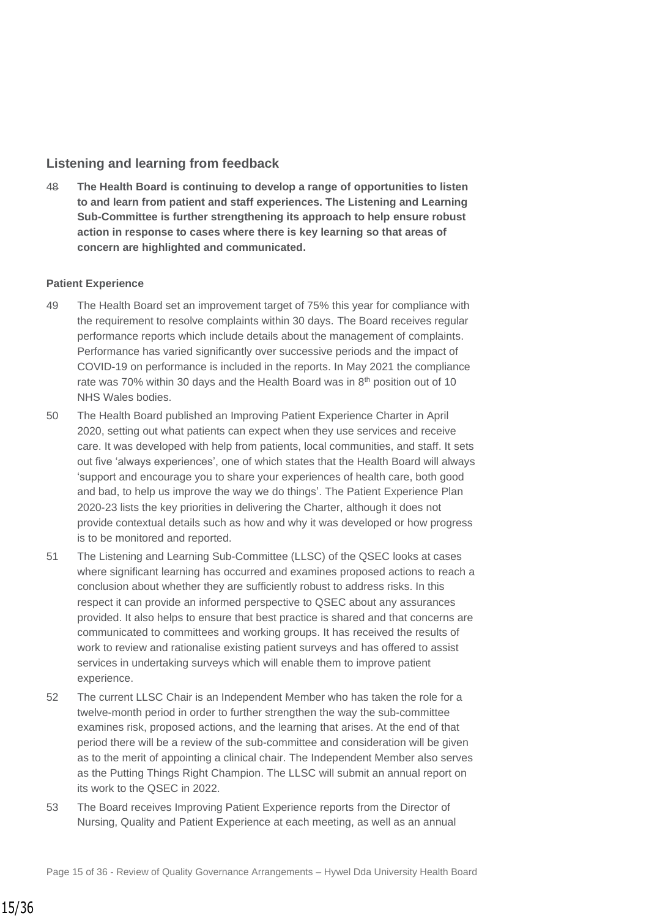## Listening and learning from feedback

48 **The Health Board is continuing to develop a range of opportunities to listen to and learn from patient and staff experiences. The Listening and Learning Sub-Committee is further strengthening its approach to help ensure robust action in response to cases where there is key learning so that areas of concern are highlighted and communicated.**

**Patient Experience**

49 The Health Board set an improvement target of 75% this year for compliance with the requirement to resolve complaints within 30 days. The Board receives regular performance reports which include details about the management of complaints. Performance has varied significantly over successive periods and the impact of COVID-19 on performance is included in the reports. In May 2021 the compliance rate was 70% within 30 days and the Health Board was in 8th position out of 10 NHS Wales bodies.

50 The Health Board published an Improving Patient Experience Charter in April 2020, setting out what patients can expect when they use services and receive care. It was developed with help from patients, local communities, and staff. It sets out five 'always experiences', one of which states that the Health Board will always 'support and encourage you to share your experiences of health care, both good and bad, to help us improve the way we do things'. The Patient Experience Plan 2020-23 lists the key priorities in delivering the Charter, although it does not provide contextual details such as how and why it was developed or how progress is to be monitored and reported.

51 The Listening and Learning Sub-Committee (LLSC) of the QSEC looks at cases where significant learning has occurred and examines proposed actions to reach a conclusion about whether they are sufficiently robust to address risks. In this respect it can provide an informed perspective to QSEC about any assurances provided. It also helps to ensure that best practice is shared and that concerns are communicated to committees and working groups. It has received the results of work to review and rationalise existing patient surveys and has offered to assist services in undertaking surveys which will enable them to improve patient experience.

52 The current LLSC Chair is an Independent Member who has taken the role for a twelve-month period in order to further strengthen the way the sub-committee examines risk, proposed actions, and the learning that arises. At the end of that period there will be a review of the sub-committee and consideration will be given as to the merit of appointing a clinical chair. The Independent Member also serves as the Putting Things Right Champion. The LLSC will submit an annual report on its work to the QSEC in 2022.

53 The Board receives Improving Patient Experience reports from the Director of Nursing, Quality and Patient Experience at each meeting, as well as an annual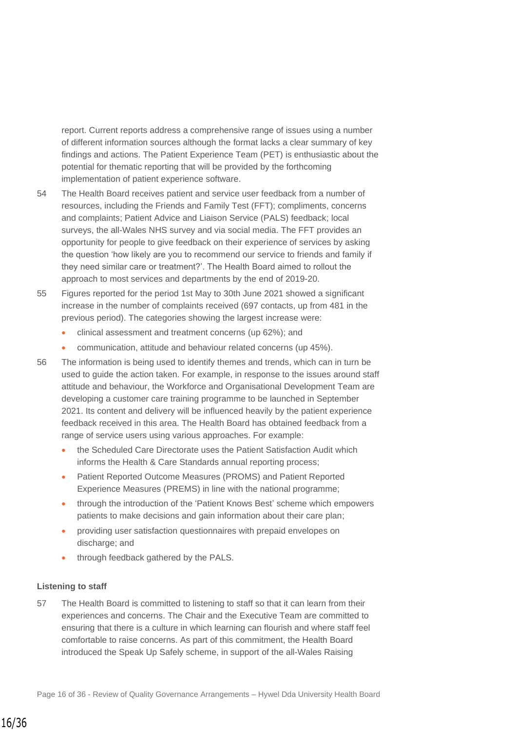report. Current reports address a comprehensive range of issues using a number of different information sources although the format lacks a clear summary of key findings and actions. The Patient Experience Team (PET) is enthusiastic about the potential for thematic reporting that will be provided by the forthcoming implementation of patient experience software.

54 The Health Board receives patient and service user feedback from a number of resources, including the Friends and Family Test (FFT); compliments, concerns and complaints; Patient Advice and Liaison Service (PALS) feedback; local surveys, the all-Wales NHS survey and via social media. The FFT provides an opportunity for people to give feedback on their experience of services by asking the question 'how likely are you to recommend our service to friends and family if they need similar care or treatment?'. The Health Board aimed to rollout the approach to most services and departments by the end of 2019-20.

55 Figures reported for the period 1st May to 30th June 2021 showed a significant increase in the number of complaints received (697 contacts, up from 481 in the previous period). The categories showing the largest increase were:

- clinical assessment and treatment concerns (up 62%); and
- communication, attitude and behaviour related concerns (up 45%).

56 The information is being used to identify themes and trends, which can in turn be used to guide the action taken. For example, in response to the issues around staff attitude and behaviour, the Workforce and Organisational Development Team are developing a customer care training programme to be launched in September 2021. Its content and delivery will be influenced heavily by the patient experience feedback received in this area. The Health Board has obtained feedback from a range of service users using various approaches. For example:

- the Scheduled Care Directorate uses the Patient Satisfaction Audit which informs the Health & Care Standards annual reporting process;
- Patient Reported Outcome Measures (PROMS) and Patient Reported Experience Measures (PREMS) in line with the national programme;
- through the introduction of the 'Patient Knows Best' scheme which empowers patients to make decisions and gain information about their care plan;
- providing user satisfaction questionnaires with prepaid envelopes on discharge; and
- through feedback gathered by the PALS.

**Listening to staff**

57 The Health Board is committed to listening to staff so that it can learn from their experiences and concerns. The Chair and the Executive Team are committed to ensuring that there is a culture in which learning can flourish and where staff feel comfortable to raise concerns. As part of this commitment, the Health Board introduced the Speak Up Safely scheme, in support of the all-Wales Raising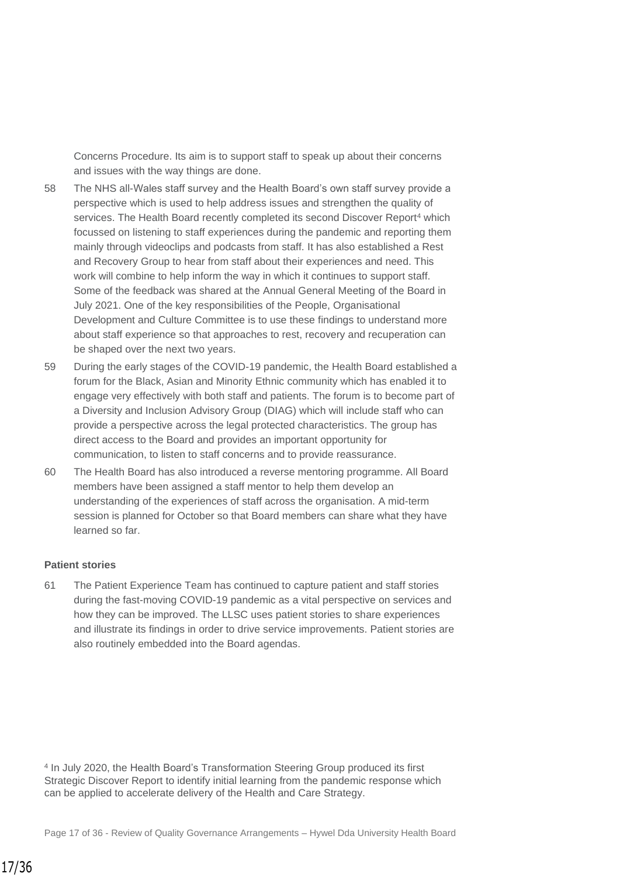Concerns Procedure. Its aim is to support staff to speak up about their concerns and issues with the way things are done.

58 The NHS all-Wales staff survey and the Health Board's own staff survey provide a perspective which is used to help address issues and strengthen the quality of services. The Health Board recently completed its second Discover Report[4] which focussed on listening to staff experiences during the pandemic and reporting them mainly through videoclips and podcasts from staff. It has also established a Rest and Recovery Group to hear from staff about their experiences and need. This work will combine to help inform the way in which it continues to support staff. Some of the feedback was shared at the Annual General Meeting of the Board in July 2021. One of the key responsibilities of the People, Organisational Development and Culture Committee is to use these findings to understand more about staff experience so that approaches to rest, recovery and recuperation can be shaped over the next two years.

59 During the early stages of the COVID-19 pandemic, the Health Board established a forum for the Black, Asian and Minority Ethnic community which has enabled it to engage very effectively with both staff and patients. The forum is to become part of a Diversity and Inclusion Advisory Group (DIAG) which will include staff who can provide a perspective across the legal protected characteristics. The group has direct access to the Board and provides an important opportunity for communication, to listen to staff concerns and to provide reassurance.

60 The Health Board has also introduced a reverse mentoring programme. All Board members have been assigned a staff mentor to help them develop an understanding of the experiences of staff across the organisation. A mid-term session is planned for October so that Board members can share what they have learned so far.

**Patient stories**

61 The Patient Experience Team has continued to capture patient and staff stories during the fast-moving COVID-19 pandemic as a vital perspective on services and how they can be improved. The LLSC uses patient stories to share experiences and illustrate its findings in order to drive service improvements. Patient stories are also routinely embedded into the Board agendas.

[4] In July 2020, the Health Board's Transformation Steering Group produced its first Strategic Discover Report to identify initial learning from the pandemic response which can be applied to accelerate delivery of the Health and Care Strategy.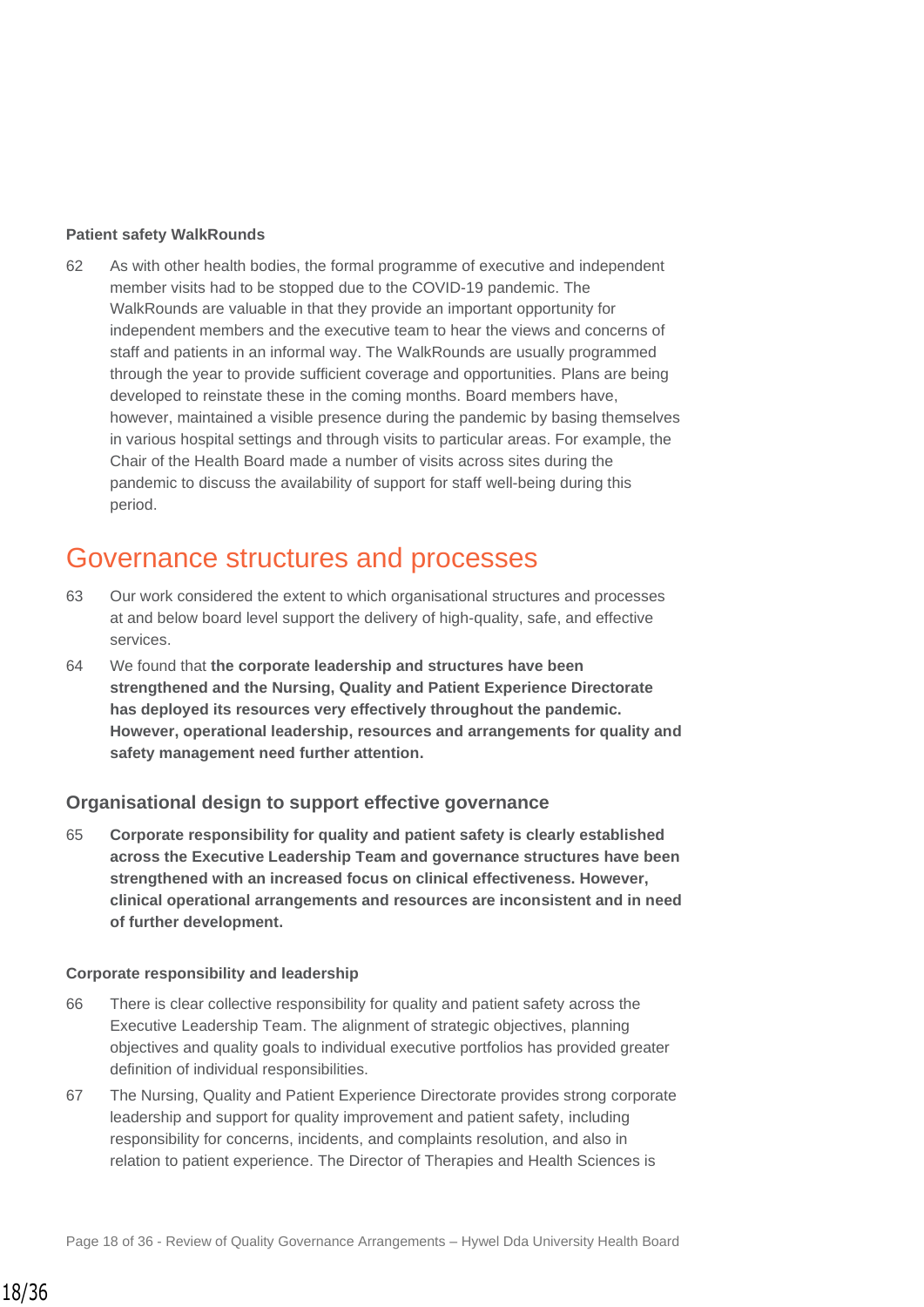#### Patient safety WalkRounds

62 As with other health bodies, the formal programme of executive and independent member visits had to be stopped due to the COVID-19 pandemic. The WalkRounds are valuable in that they provide an important opportunity for independent members and the executive team to hear the views and concerns of staff and patients in an informal way. The WalkRounds are usually programmed through the year to provide sufficient coverage and opportunities. Plans are being developed to reinstate these in the coming months. Board members have, however, maintained a visible presence during the pandemic by basing themselves in various hospital settings and through visits to particular areas. For example, the Chair of the Health Board made a number of visits across sites during the pandemic to discuss the availability of support for staff well-being during this period.

## Governance structures and processes

63 Our work considered the extent to which organisational structures and processes at and below board level support the delivery of high-quality, safe, and effective services.

64 We found that **the corporate leadership and structures have been strengthened and the Nursing, Quality and Patient Experience Directorate has deployed its resources very effectively throughout the pandemic. However, operational leadership, resources and arrangements for quality and safety management need further attention.**

### Organisational design to support effective governance

65 **Corporate responsibility for quality and patient safety is clearly established across the Executive Leadership Team and governance structures have been strengthened with an increased focus on clinical effectiveness. However, clinical operational arrangements and resources are inconsistent and in need of further development.**

#### Corporate responsibility and leadership

66 There is clear collective responsibility for quality and patient safety across the Executive Leadership Team. The alignment of strategic objectives, planning objectives and quality goals to individual executive portfolios has provided greater definition of individual responsibilities.

67 The Nursing, Quality and Patient Experience Directorate provides strong corporate leadership and support for quality improvement and patient safety, including responsibility for concerns, incidents, and complaints resolution, and also in relation to patient experience. The Director of Therapies and Health Sciences is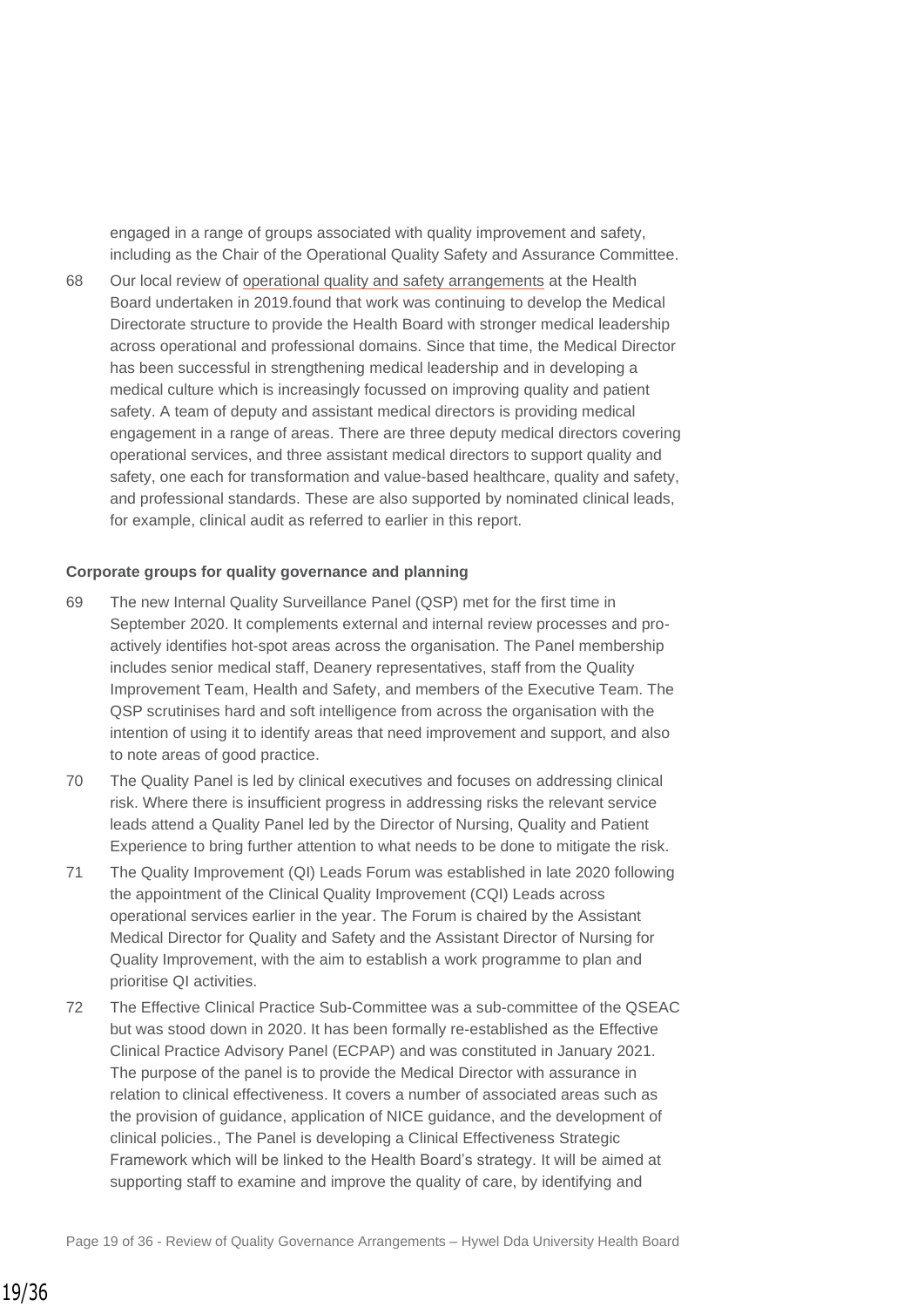engaged in a range of groups associated with quality improvement and safety, including as the Chair of the Operational Quality Safety and Assurance Committee.

68 Our local review of operational quality and safety arrangements at the Health Board undertaken in 2019.found that work was continuing to develop the Medical Directorate structure to provide the Health Board with stronger medical leadership across operational and professional domains. Since that time, the Medical Director has been successful in strengthening medical leadership and in developing a medical culture which is increasingly focussed on improving quality and patient safety. A team of deputy and assistant medical directors is providing medical engagement in a range of areas. There are three deputy medical directors covering operational services, and three assistant medical directors to support quality and safety, one each for transformation and value-based healthcare, quality and safety, and professional standards. These are also supported by nominated clinical leads, for example, clinical audit as referred to earlier in this report.

**Corporate groups for quality governance and planning**

69 The new Internal Quality Surveillance Panel (QSP) met for the first time in September 2020. It complements external and internal review processes and pro-actively identifies hot-spot areas across the organisation. The Panel membership includes senior medical staff, Deanery representatives, staff from the Quality Improvement Team, Health and Safety, and members of the Executive Team. The QSP scrutinises hard and soft intelligence from across the organisation with the intention of using it to identify areas that need improvement and support, and also to note areas of good practice.

70 The Quality Panel is led by clinical executives and focuses on addressing clinical risk. Where there is insufficient progress in addressing risks the relevant service leads attend a Quality Panel led by the Director of Nursing, Quality and Patient Experience to bring further attention to what needs to be done to mitigate the risk.

71 The Quality Improvement (QI) Leads Forum was established in late 2020 following the appointment of the Clinical Quality Improvement (CQI) Leads across operational services earlier in the year. The Forum is chaired by the Assistant Medical Director for Quality and Safety and the Assistant Director of Nursing for Quality Improvement, with the aim to establish a work programme to plan and prioritise QI activities.

72 The Effective Clinical Practice Sub-Committee was a sub-committee of the QSEAC but was stood down in 2020. It has been formally re-established as the Effective Clinical Practice Advisory Panel (ECPAP) and was constituted in January 2021. The purpose of the panel is to provide the Medical Director with assurance in relation to clinical effectiveness. It covers a number of associated areas such as the provision of guidance, application of NICE guidance, and the development of clinical policies., The Panel is developing a Clinical Effectiveness Strategic Framework which will be linked to the Health Board's strategy. It will be aimed at supporting staff to examine and improve the quality of care, by identifying and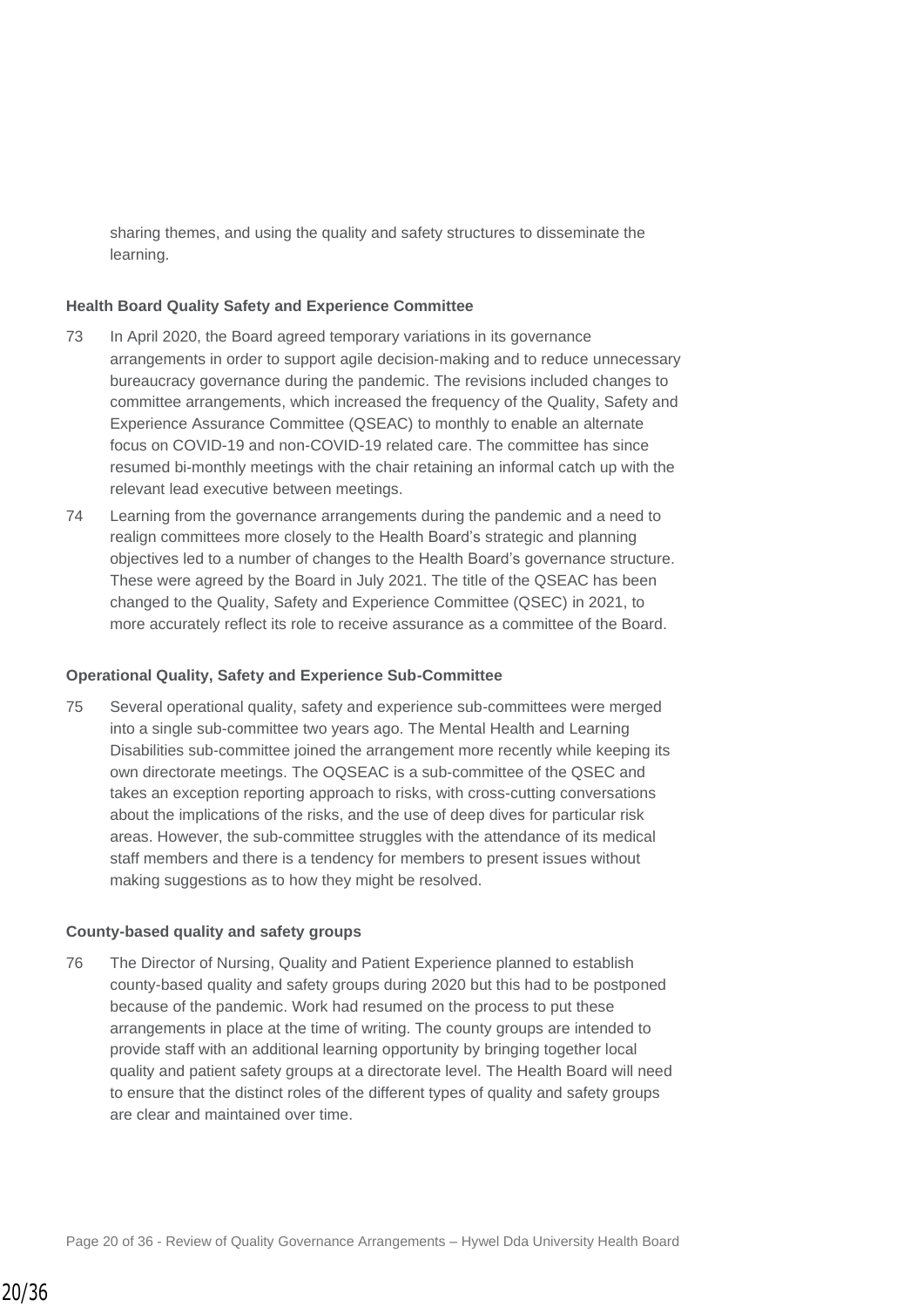sharing themes, and using the quality and safety structures to disseminate the learning.

**Health Board Quality Safety and Experience Committee**

73 In April 2020, the Board agreed temporary variations in its governance arrangements in order to support agile decision-making and to reduce unnecessary bureaucracy governance during the pandemic. The revisions included changes to committee arrangements, which increased the frequency of the Quality, Safety and Experience Assurance Committee (QSEAC) to monthly to enable an alternate focus on COVID-19 and non-COVID-19 related care. The committee has since resumed bi-monthly meetings with the chair retaining an informal catch up with the relevant lead executive between meetings.

74 Learning from the governance arrangements during the pandemic and a need to realign committees more closely to the Health Board's strategic and planning objectives led to a number of changes to the Health Board's governance structure. These were agreed by the Board in July 2021. The title of the QSEAC has been changed to the Quality, Safety and Experience Committee (QSEC) in 2021, to more accurately reflect its role to receive assurance as a committee of the Board.

**Operational Quality, Safety and Experience Sub-Committee**

75 Several operational quality, safety and experience sub-committees were merged into a single sub-committee two years ago. The Mental Health and Learning Disabilities sub-committee joined the arrangement more recently while keeping its own directorate meetings. The OQSEAC is a sub-committee of the QSEC and takes an exception reporting approach to risks, with cross-cutting conversations about the implications of the risks, and the use of deep dives for particular risk areas. However, the sub-committee struggles with the attendance of its medical staff members and there is a tendency for members to present issues without making suggestions as to how they might be resolved.

**County-based quality and safety groups**

76 The Director of Nursing, Quality and Patient Experience planned to establish county-based quality and safety groups during 2020 but this had to be postponed because of the pandemic. Work had resumed on the process to put these arrangements in place at the time of writing. The county groups are intended to provide staff with an additional learning opportunity by bringing together local quality and patient safety groups at a directorate level. The Health Board will need to ensure that the distinct roles of the different types of quality and safety groups are clear and maintained over time.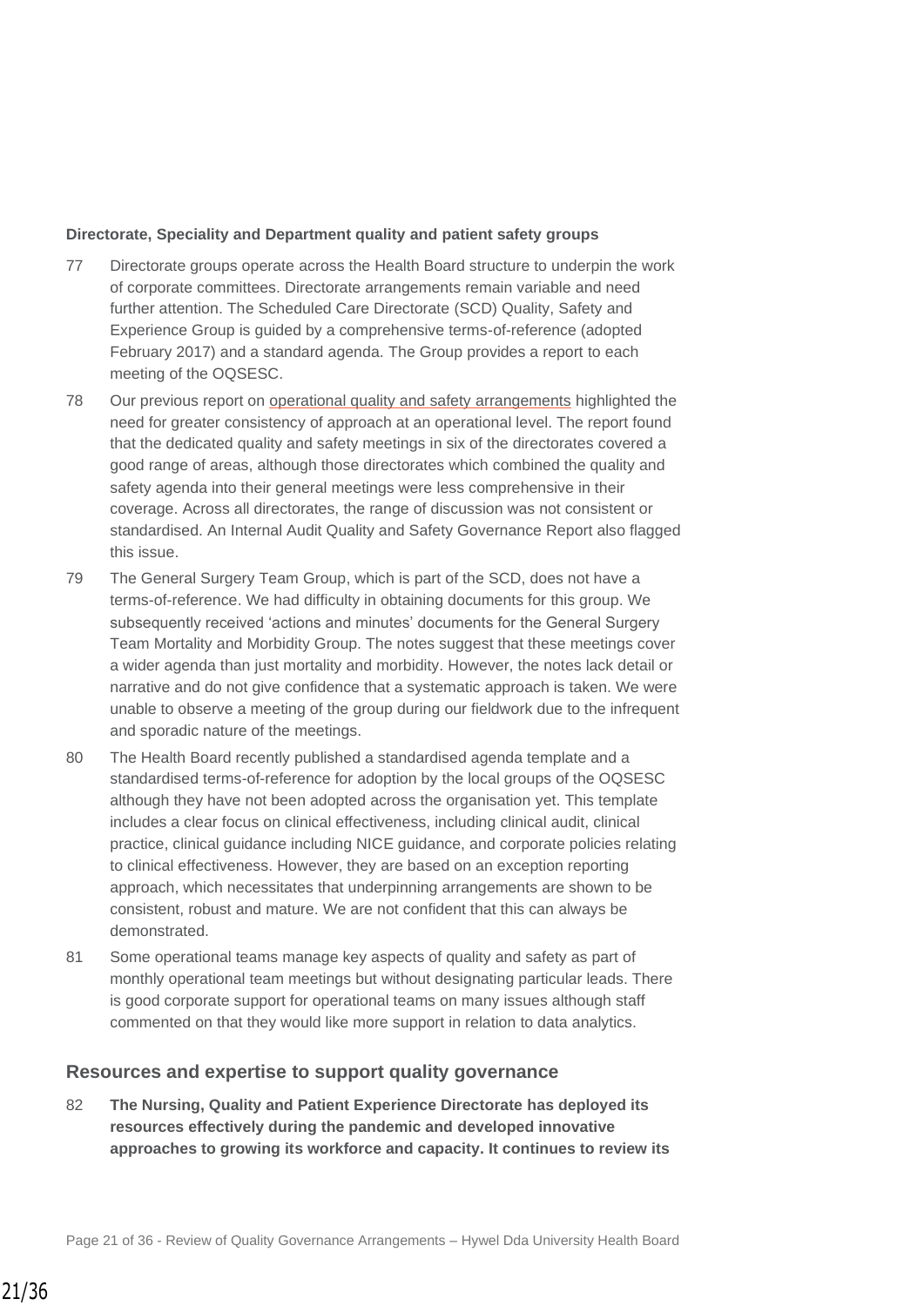**Directorate, Speciality and Department quality and patient safety groups**

77 Directorate groups operate across the Health Board structure to underpin the work of corporate committees. Directorate arrangements remain variable and need further attention. The Scheduled Care Directorate (SCD) Quality, Safety and Experience Group is guided by a comprehensive terms-of-reference (adopted February 2017) and a standard agenda. The Group provides a report to each meeting of the OQSESC.

78 Our previous report on operational quality and safety arrangements highlighted the need for greater consistency of approach at an operational level. The report found that the dedicated quality and safety meetings in six of the directorates covered a good range of areas, although those directorates which combined the quality and safety agenda into their general meetings were less comprehensive in their coverage. Across all directorates, the range of discussion was not consistent or standardised. An Internal Audit Quality and Safety Governance Report also flagged this issue.

79 The General Surgery Team Group, which is part of the SCD, does not have a terms-of-reference. We had difficulty in obtaining documents for this group. We subsequently received 'actions and minutes' documents for the General Surgery Team Mortality and Morbidity Group. The notes suggest that these meetings cover a wider agenda than just mortality and morbidity. However, the notes lack detail or narrative and do not give confidence that a systematic approach is taken. We were unable to observe a meeting of the group during our fieldwork due to the infrequent and sporadic nature of the meetings.

80 The Health Board recently published a standardised agenda template and a standardised terms-of-reference for adoption by the local groups of the OQSESC although they have not been adopted across the organisation yet. This template includes a clear focus on clinical effectiveness, including clinical audit, clinical practice, clinical guidance including NICE guidance, and corporate policies relating to clinical effectiveness. However, they are based on an exception reporting approach, which necessitates that underpinning arrangements are shown to be consistent, robust and mature. We are not confident that this can always be demonstrated.

81 Some operational teams manage key aspects of quality and safety as part of monthly operational team meetings but without designating particular leads. There is good corporate support for operational teams on many issues although staff commented on that they would like more support in relation to data analytics.

## Resources and expertise to support quality governance

82 **The Nursing, Quality and Patient Experience Directorate has deployed its resources effectively during the pandemic and developed innovative approaches to growing its workforce and capacity. It continues to review its**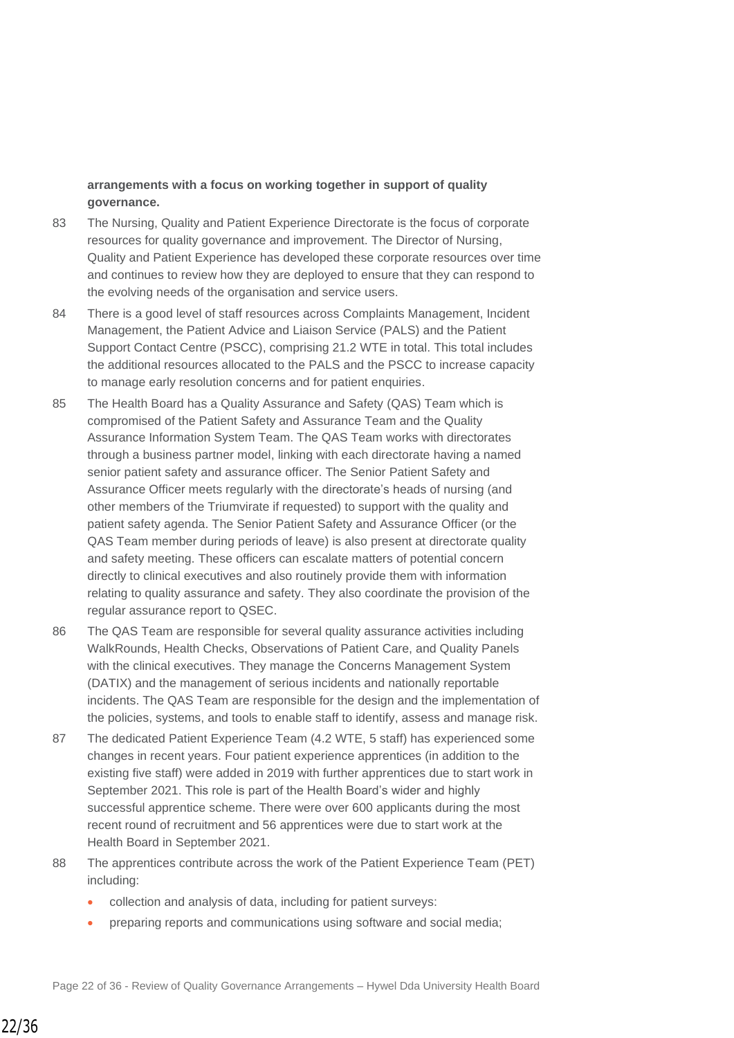**arrangements with a focus on working together in support of quality governance.**

83 The Nursing, Quality and Patient Experience Directorate is the focus of corporate resources for quality governance and improvement. The Director of Nursing, Quality and Patient Experience has developed these corporate resources over time and continues to review how they are deployed to ensure that they can respond to the evolving needs of the organisation and service users.

84 There is a good level of staff resources across Complaints Management, Incident Management, the Patient Advice and Liaison Service (PALS) and the Patient Support Contact Centre (PSCC), comprising 21.2 WTE in total. This total includes the additional resources allocated to the PALS and the PSCC to increase capacity to manage early resolution concerns and for patient enquiries.

85 The Health Board has a Quality Assurance and Safety (QAS) Team which is compromised of the Patient Safety and Assurance Team and the Quality Assurance Information System Team. The QAS Team works with directorates through a business partner model, linking with each directorate having a named senior patient safety and assurance officer. The Senior Patient Safety and Assurance Officer meets regularly with the directorate's heads of nursing (and other members of the Triumvirate if requested) to support with the quality and patient safety agenda. The Senior Patient Safety and Assurance Officer (or the QAS Team member during periods of leave) is also present at directorate quality and safety meeting. These officers can escalate matters of potential concern directly to clinical executives and also routinely provide them with information relating to quality assurance and safety. They also coordinate the provision of the regular assurance report to QSEC.

86 The QAS Team are responsible for several quality assurance activities including WalkRounds, Health Checks, Observations of Patient Care, and Quality Panels with the clinical executives. They manage the Concerns Management System (DATIX) and the management of serious incidents and nationally reportable incidents. The QAS Team are responsible for the design and the implementation of the policies, systems, and tools to enable staff to identify, assess and manage risk.

87 The dedicated Patient Experience Team (4.2 WTE, 5 staff) has experienced some changes in recent years. Four patient experience apprentices (in addition to the existing five staff) were added in 2019 with further apprentices due to start work in September 2021. This role is part of the Health Board's wider and highly successful apprentice scheme. There were over 600 applicants during the most recent round of recruitment and 56 apprentices were due to start work at the Health Board in September 2021.

88 The apprentices contribute across the work of the Patient Experience Team (PET) including:

- collection and analysis of data, including for patient surveys:
- preparing reports and communications using software and social media;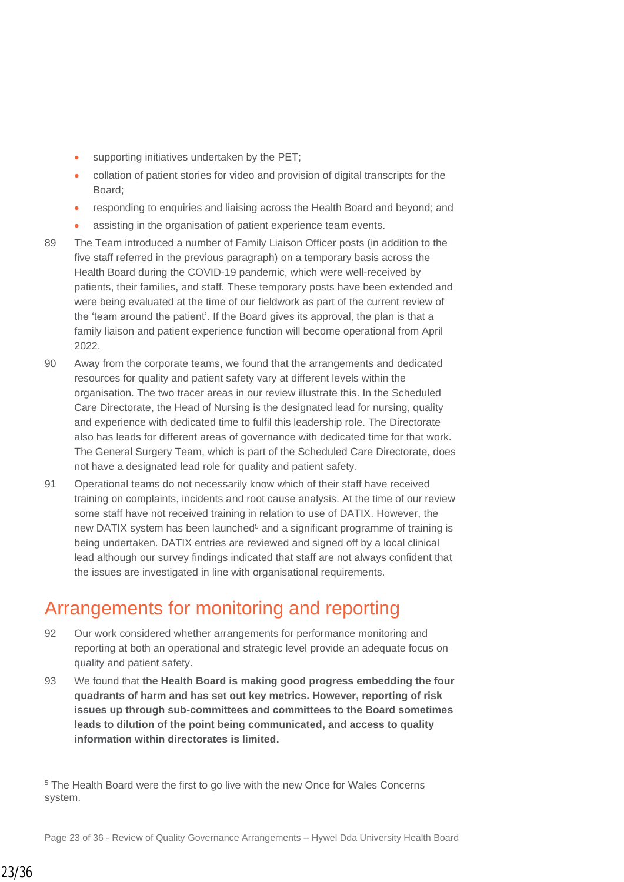- supporting initiatives undertaken by the PET;
- collation of patient stories for video and provision of digital transcripts for the Board;
- responding to enquiries and liaising across the Health Board and beyond; and
- assisting in the organisation of patient experience team events.

89 The Team introduced a number of Family Liaison Officer posts (in addition to the five staff referred in the previous paragraph) on a temporary basis across the Health Board during the COVID-19 pandemic, which were well-received by patients, their families, and staff. These temporary posts have been extended and were being evaluated at the time of our fieldwork as part of the current review of the 'team around the patient'. If the Board gives its approval, the plan is that a family liaison and patient experience function will become operational from April 2022.

90 Away from the corporate teams, we found that the arrangements and dedicated resources for quality and patient safety vary at different levels within the organisation. The two tracer areas in our review illustrate this. In the Scheduled Care Directorate, the Head of Nursing is the designated lead for nursing, quality and experience with dedicated time to fulfil this leadership role. The Directorate also has leads for different areas of governance with dedicated time for that work. The General Surgery Team, which is part of the Scheduled Care Directorate, does not have a designated lead role for quality and patient safety.

91 Operational teams do not necessarily know which of their staff have received training on complaints, incidents and root cause analysis. At the time of our review some staff have not received training in relation to use of DATIX. However, the new DATIX system has been launched[5] and a significant programme of training is being undertaken. DATIX entries are reviewed and signed off by a local clinical lead although our survey findings indicated that staff are not always confident that the issues are investigated in line with organisational requirements.

## Arrangements for monitoring and reporting

92 Our work considered whether arrangements for performance monitoring and reporting at both an operational and strategic level provide an adequate focus on quality and patient safety.

93 We found that **the Health Board is making good progress embedding the four quadrants of harm and has set out key metrics. However, reporting of risk issues up through sub-committees and committees to the Board sometimes leads to dilution of the point being communicated, and access to quality information within directorates is limited.**

[5] The Health Board were the first to go live with the new Once for Wales Concerns system.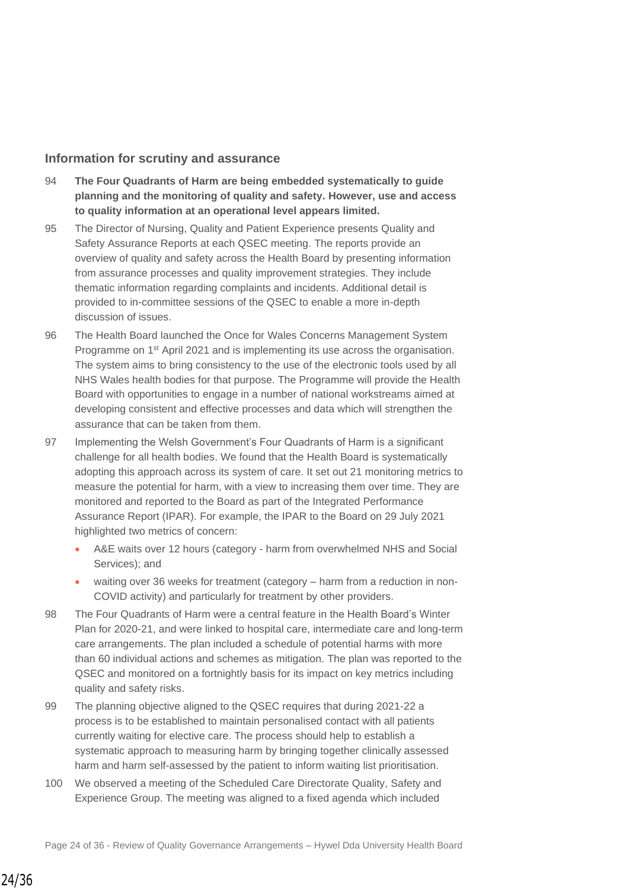## Information for scrutiny and assurance

94 **The Four Quadrants of Harm are being embedded systematically to guide planning and the monitoring of quality and safety. However, use and access to quality information at an operational level appears limited.**

95 The Director of Nursing, Quality and Patient Experience presents Quality and Safety Assurance Reports at each QSEC meeting. The reports provide an overview of quality and safety across the Health Board by presenting information from assurance processes and quality improvement strategies. They include thematic information regarding complaints and incidents. Additional detail is provided to in-committee sessions of the QSEC to enable a more in-depth discussion of issues.

96 The Health Board launched the Once for Wales Concerns Management System Programme on 1st April 2021 and is implementing its use across the organisation. The system aims to bring consistency to the use of the electronic tools used by all NHS Wales health bodies for that purpose. The Programme will provide the Health Board with opportunities to engage in a number of national workstreams aimed at developing consistent and effective processes and data which will strengthen the assurance that can be taken from them.

97 Implementing the Welsh Government's Four Quadrants of Harm is a significant challenge for all health bodies. We found that the Health Board is systematically adopting this approach across its system of care. It set out 21 monitoring metrics to measure the potential for harm, with a view to increasing them over time. They are monitored and reported to the Board as part of the Integrated Performance Assurance Report (IPAR). For example, the IPAR to the Board on 29 July 2021 highlighted two metrics of concern:

- A&E waits over 12 hours (category - harm from overwhelmed NHS and Social Services); and
- waiting over 36 weeks for treatment (category – harm from a reduction in non-COVID activity) and particularly for treatment by other providers.

98 The Four Quadrants of Harm were a central feature in the Health Board's Winter Plan for 2020-21, and were linked to hospital care, intermediate care and long-term care arrangements. The plan included a schedule of potential harms with more than 60 individual actions and schemes as mitigation. The plan was reported to the QSEC and monitored on a fortnightly basis for its impact on key metrics including quality and safety risks.

99 The planning objective aligned to the QSEC requires that during 2021-22 a process is to be established to maintain personalised contact with all patients currently waiting for elective care. The process should help to establish a systematic approach to measuring harm by bringing together clinically assessed harm and harm self-assessed by the patient to inform waiting list prioritisation.

100 We observed a meeting of the Scheduled Care Directorate Quality, Safety and Experience Group. The meeting was aligned to a fixed agenda which included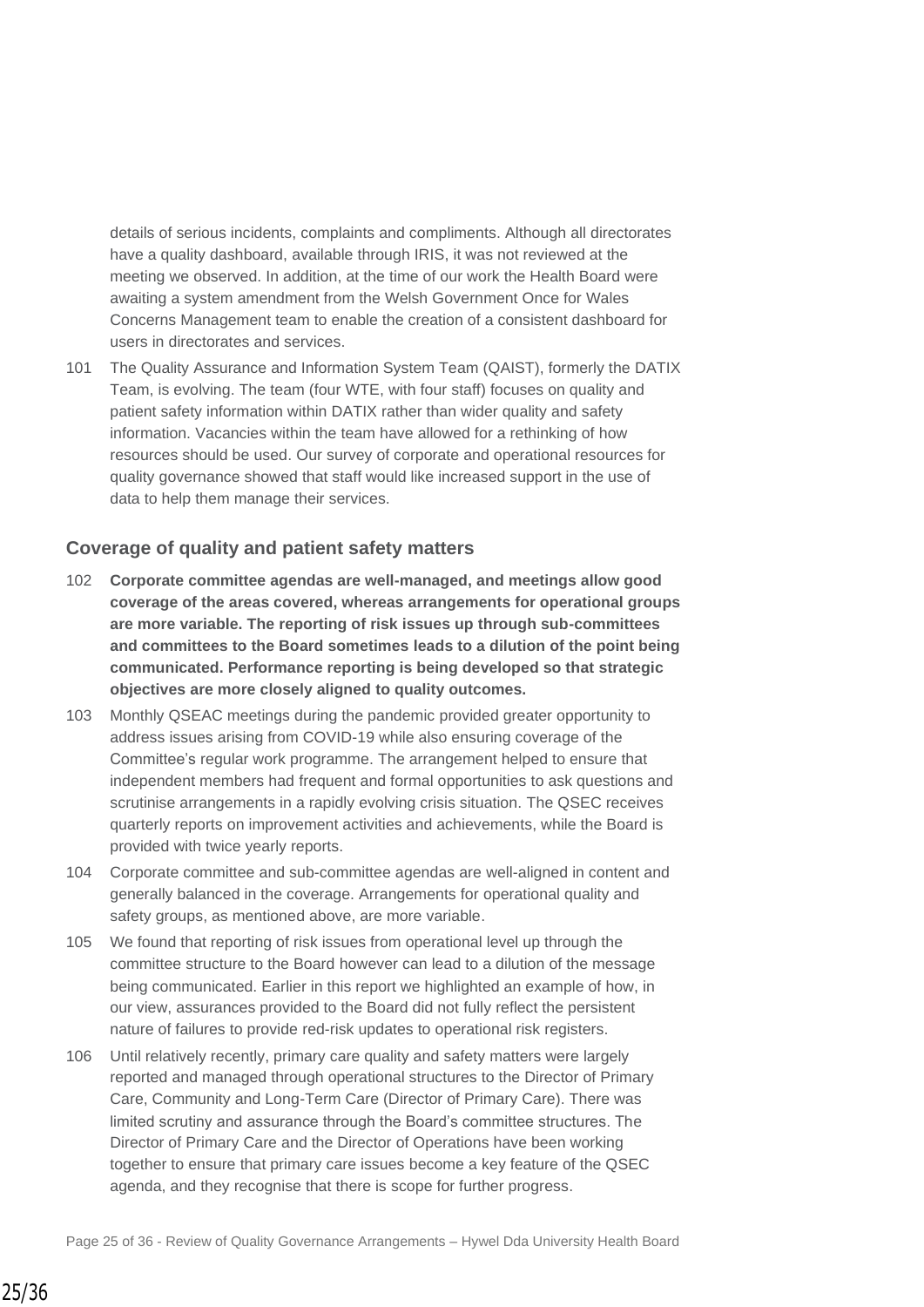details of serious incidents, complaints and compliments. Although all directorates have a quality dashboard, available through IRIS, it was not reviewed at the meeting we observed. In addition, at the time of our work the Health Board were awaiting a system amendment from the Welsh Government Once for Wales Concerns Management team to enable the creation of a consistent dashboard for users in directorates and services.

101 The Quality Assurance and Information System Team (QAIST), formerly the DATIX Team, is evolving. The team (four WTE, with four staff) focuses on quality and patient safety information within DATIX rather than wider quality and safety information. Vacancies within the team have allowed for a rethinking of how resources should be used. Our survey of corporate and operational resources for quality governance showed that staff would like increased support in the use of data to help them manage their services.

### Coverage of quality and patient safety matters

102 **Corporate committee agendas are well-managed, and meetings allow good coverage of the areas covered, whereas arrangements for operational groups are more variable. The reporting of risk issues up through sub-committees and committees to the Board sometimes leads to a dilution of the point being communicated. Performance reporting is being developed so that strategic objectives are more closely aligned to quality outcomes.**

103 Monthly QSEAC meetings during the pandemic provided greater opportunity to address issues arising from COVID-19 while also ensuring coverage of the Committee's regular work programme. The arrangement helped to ensure that independent members had frequent and formal opportunities to ask questions and scrutinise arrangements in a rapidly evolving crisis situation. The QSEC receives quarterly reports on improvement activities and achievements, while the Board is provided with twice yearly reports.

104 Corporate committee and sub-committee agendas are well-aligned in content and generally balanced in the coverage. Arrangements for operational quality and safety groups, as mentioned above, are more variable.

105 We found that reporting of risk issues from operational level up through the committee structure to the Board however can lead to a dilution of the message being communicated. Earlier in this report we highlighted an example of how, in our view, assurances provided to the Board did not fully reflect the persistent nature of failures to provide red-risk updates to operational risk registers.

106 Until relatively recently, primary care quality and safety matters were largely reported and managed through operational structures to the Director of Primary Care, Community and Long-Term Care (Director of Primary Care). There was limited scrutiny and assurance through the Board's committee structures. The Director of Primary Care and the Director of Operations have been working together to ensure that primary care issues become a key feature of the QSEC agenda, and they recognise that there is scope for further progress.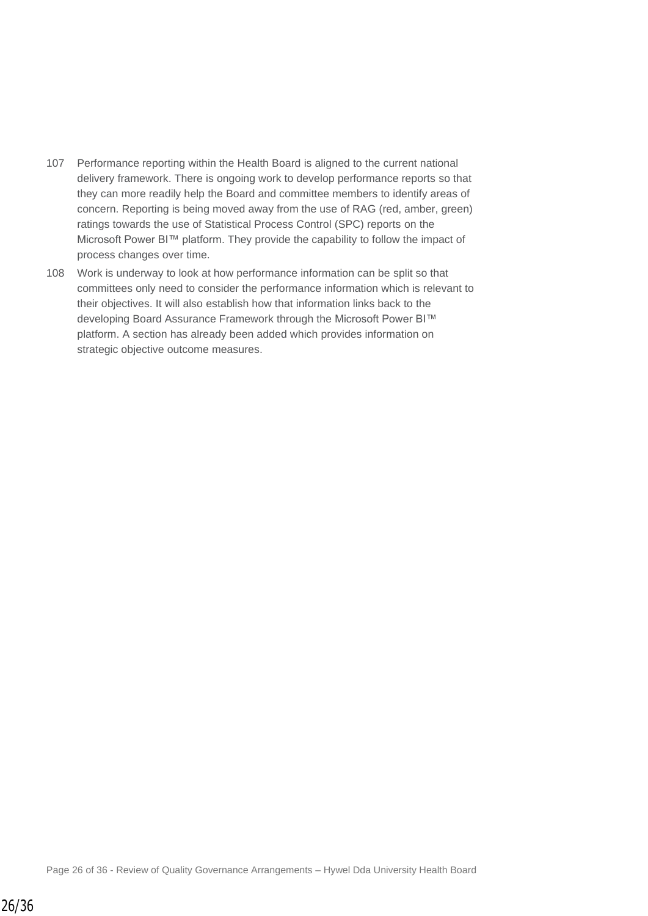107 Performance reporting within the Health Board is aligned to the current national delivery framework. There is ongoing work to develop performance reports so that they can more readily help the Board and committee members to identify areas of concern. Reporting is being moved away from the use of RAG (red, amber, green) ratings towards the use of Statistical Process Control (SPC) reports on the Microsoft Power BI™ platform. They provide the capability to follow the impact of process changes over time.

108 Work is underway to look at how performance information can be split so that committees only need to consider the performance information which is relevant to their objectives. It will also establish how that information links back to the developing Board Assurance Framework through the Microsoft Power BI™ platform. A section has already been added which provides information on strategic objective outcome measures.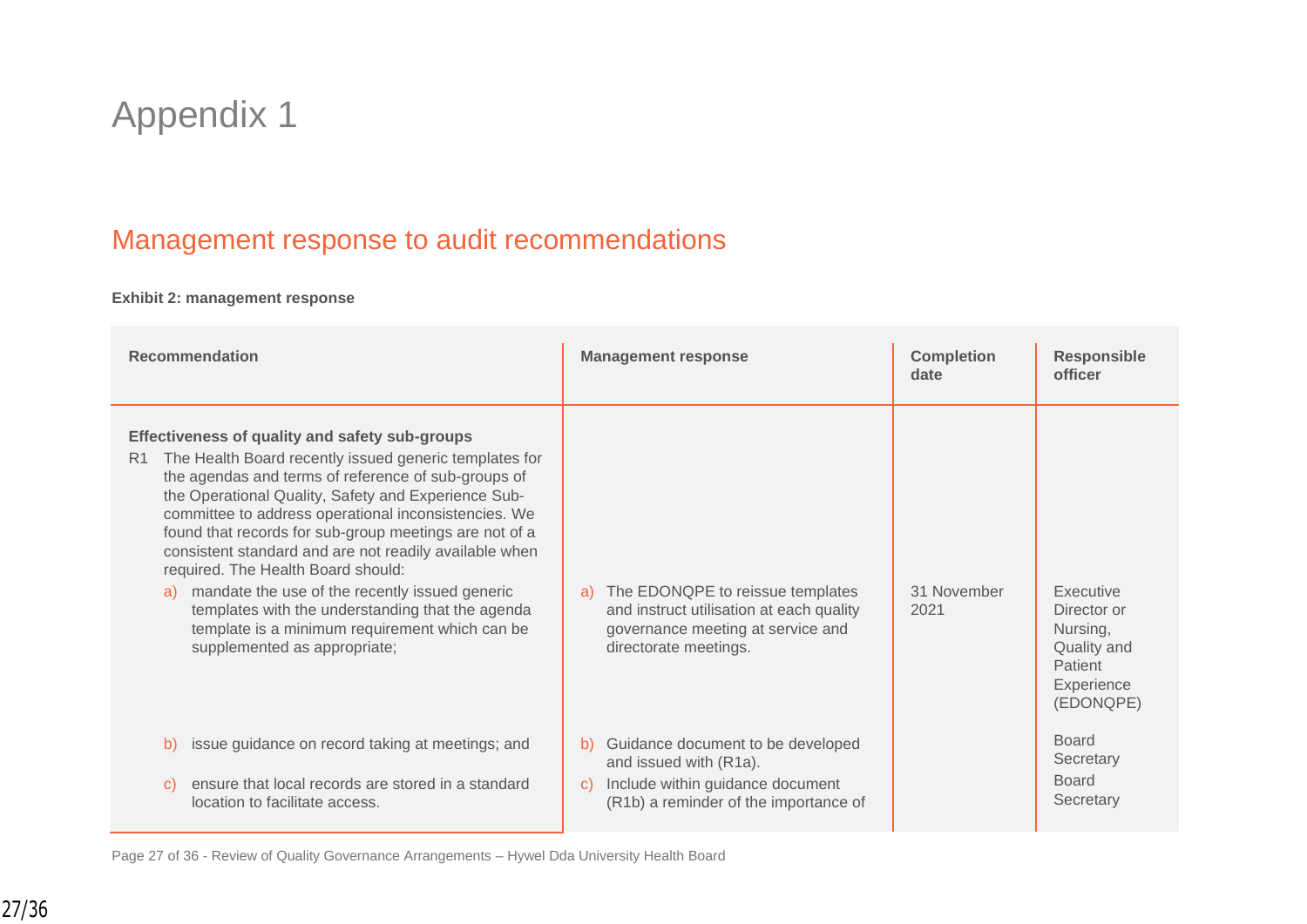# Appendix 1

## Management response to audit recommendations

**Exhibit 2: management response**

| Recommendation | Management response | Completion date | Responsible officer |
|---|---|---|---|
| **Effectiveness of quality and safety sub-groups**<br>R1 The Health Board recently issued generic templates for the agendas and terms of reference of sub-groups of the Operational Quality, Safety and Experience Sub-committee to address operational inconsistencies. We found that records for sub-group meetings are not of a consistent standard and are not readily available when required. The Health Board should: | | | |
| a) mandate the use of the recently issued generic templates with the understanding that the agenda template is a minimum requirement which can be supplemented as appropriate; | a) The EDONQPE to reissue templates and instruct utilisation at each quality governance meeting at service and directorate meetings. | 31 November 2021 | Executive Director or Nursing, Quality and Patient Experience (EDONQPE) |
| b) issue guidance on record taking at meetings; and | b) Guidance document to be developed and issued with (R1a). | | Board Secretary |
| c) ensure that local records are stored in a standard location to facilitate access. | c) Include within guidance document (R1b) a reminder of the importance of | | Board Secretary |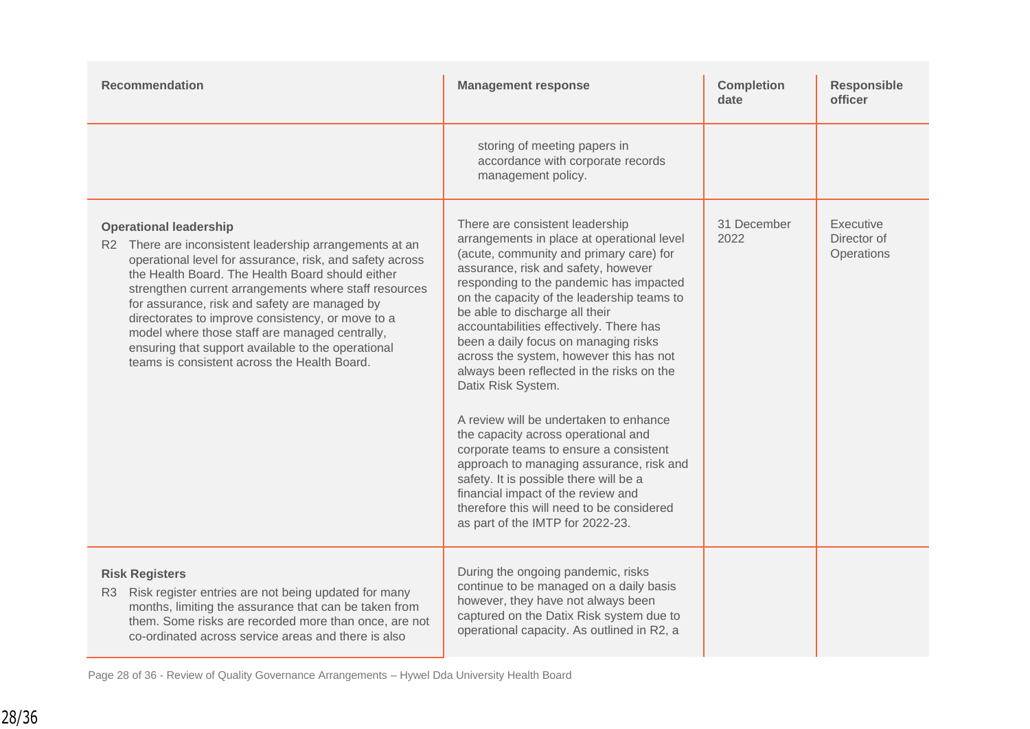| Recommendation | Management response | Completion date | Responsible officer |
| --- | --- | --- | --- |
| | storing of meeting papers in accordance with corporate records management policy. | | |
| **Operational leadership**<br>R2 There are inconsistent leadership arrangements at an operational level for assurance, risk, and safety across the Health Board. The Health Board should either strengthen current arrangements where staff resources for assurance, risk and safety are managed by directorates to improve consistency, or move to a model where those staff are managed centrally, ensuring that support available to the operational teams is consistent across the Health Board. | There are consistent leadership arrangements in place at operational level (acute, community and primary care) for assurance, risk and safety, however responding to the pandemic has impacted on the capacity of the leadership teams to be able to discharge all their accountabilities effectively. There has been a daily focus on managing risks across the system, however this has not always been reflected in the risks on the Datix Risk System.<br><br>A review will be undertaken to enhance the capacity across operational and corporate teams to ensure a consistent approach to managing assurance, risk and safety. It is possible there will be a financial impact of the review and therefore this will need to be considered as part of the IMTP for 2022-23. | 31 December 2022 | Executive Director of Operations |
| **Risk Registers**<br>R3 Risk register entries are not being updated for many months, limiting the assurance that can be taken from them. Some risks are recorded more than once, are not co-ordinated across service areas and there is also | During the ongoing pandemic, risks continue to be managed on a daily basis however, they have not always been captured on the Datix Risk system due to operational capacity. As outlined in R2, a | | |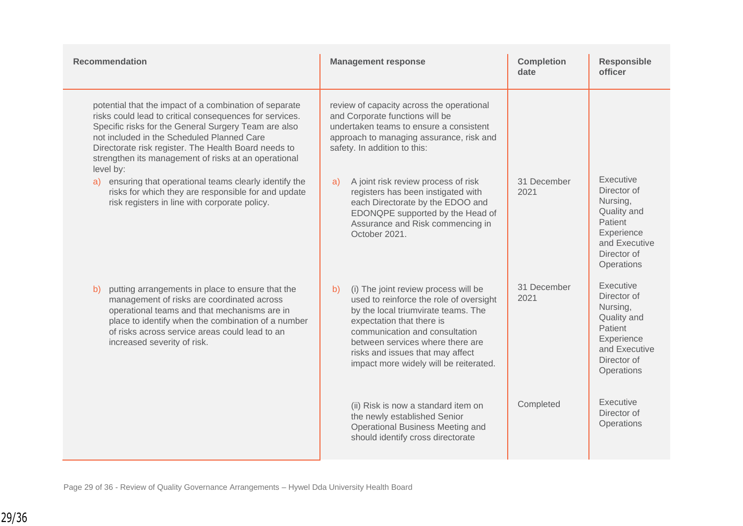| Recommendation | Management response | Completion date | Responsible officer |
|---|---|---|---|
| potential that the impact of a combination of separate risks could lead to critical consequences for services. Specific risks for the General Surgery Team are also not included in the Scheduled Planned Care Directorate risk register. The Health Board needs to strengthen its management of risks at an operational level by: | review of capacity across the operational and Corporate functions will be undertaken teams to ensure a consistent approach to managing assurance, risk and safety. In addition to this: | | |
| a) ensuring that operational teams clearly identify the risks for which they are responsible for and update risk registers in line with corporate policy. | a) A joint risk review process of risk registers has been instigated with each Directorate by the EDOO and EDONQPE supported by the Head of Assurance and Risk commencing in October 2021. | 31 December 2021 | Executive Director of Nursing, Quality and Patient Experience and Executive Director of Operations |
| b) putting arrangements in place to ensure that the management of risks are coordinated across operational teams and that mechanisms are in place to identify when the combination of a number of risks across service areas could lead to an increased severity of risk. | b) (i) The joint review process will be used to reinforce the role of oversight by the local triumvirate teams. The expectation that there is communication and consultation between services where there are risks and issues that may affect impact more widely will be reiterated. | 31 December 2021 | Executive Director of Nursing, Quality and Patient Experience and Executive Director of Operations |
| | (ii) Risk is now a standard item on the newly established Senior Operational Business Meeting and should identify cross directorate | Completed | Executive Director of Operations |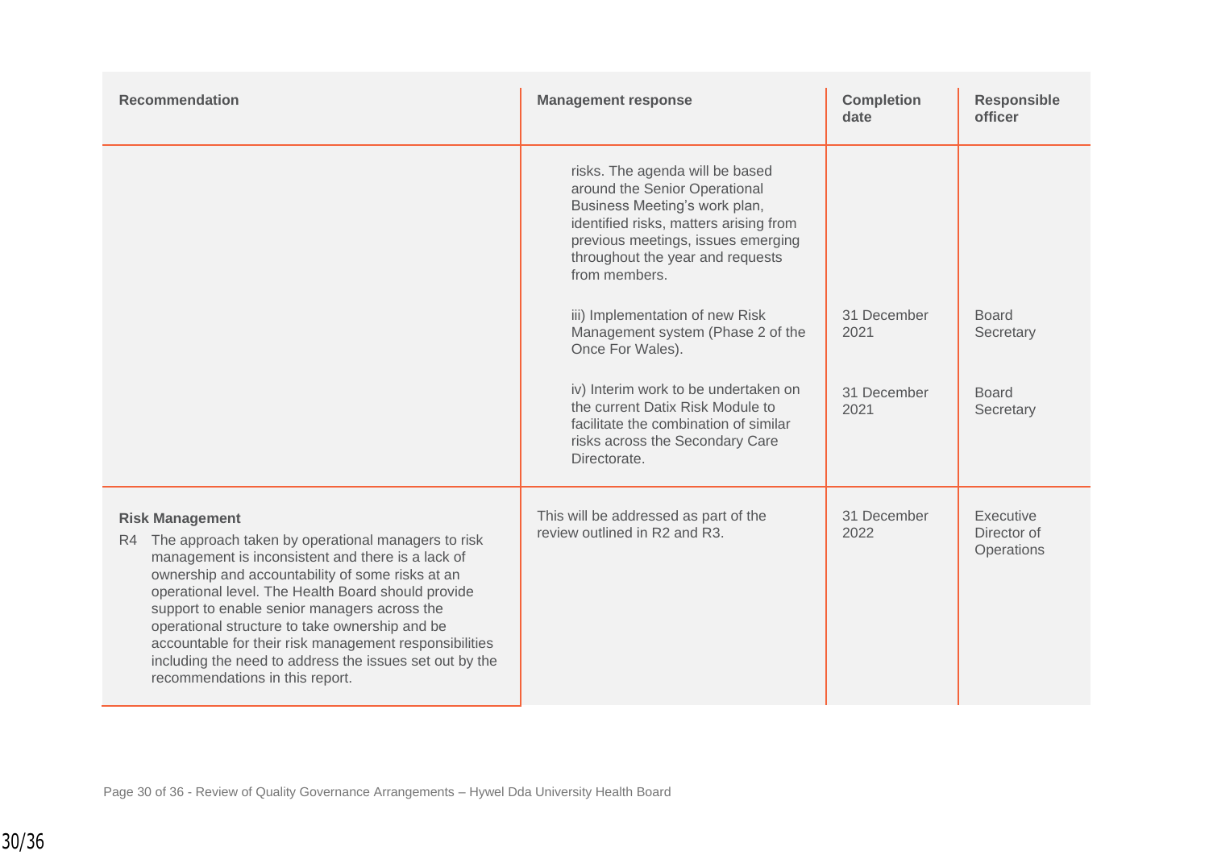| Recommendation | Management response | Completion date | Responsible officer |
|---|---|---|---|
| | risks. The agenda will be based around the Senior Operational Business Meeting's work plan, identified risks, matters arising from previous meetings, issues emerging throughout the year and requests from members. | | |
| | iii) Implementation of new Risk Management system (Phase 2 of the Once For Wales). | 31 December 2021 | Board Secretary |
| | iv) Interim work to be undertaken on the current Datix Risk Module to facilitate the combination of similar risks across the Secondary Care Directorate. | 31 December 2021 | Board Secretary |
| **Risk Management**<br>R4 The approach taken by operational managers to risk management is inconsistent and there is a lack of ownership and accountability of some risks at an operational level. The Health Board should provide support to enable senior managers across the operational structure to take ownership and be accountable for their risk management responsibilities including the need to address the issues set out by the recommendations in this report. | This will be addressed as part of the review outlined in R2 and R3. | 31 December 2022 | Executive Director of Operations |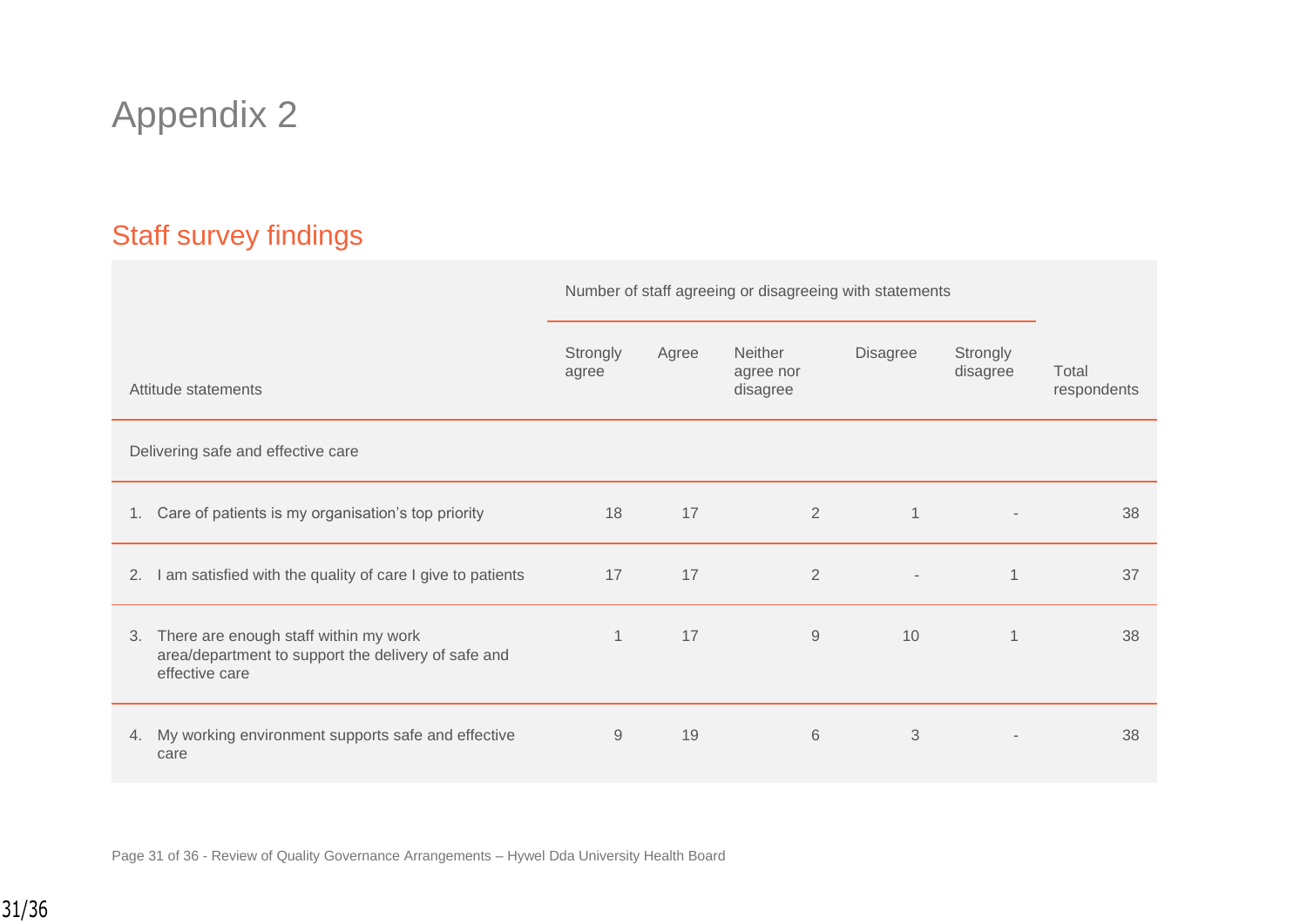# Appendix 2

## Staff survey findings

| Attitude statements | Number of staff agreeing or disagreeing with statements | | | | | |
|---|---|---|---|---|---|---|
| | Strongly agree | Agree | Neither agree nor disagree | Disagree | Strongly disagree | Total respondents |
| Delivering safe and effective care | | | | | | |
| 1. Care of patients is my organisation's top priority | 18 | 17 | 2 | 1 | - | 38 |
| 2. I am satisfied with the quality of care I give to patients | 17 | 17 | 2 | - | 1 | 37 |
| 3. There are enough staff within my work area/department to support the delivery of safe and effective care | 1 | 17 | 9 | 10 | 1 | 38 |
| 4. My working environment supports safe and effective care | 9 | 19 | 6 | 3 | - | 38 |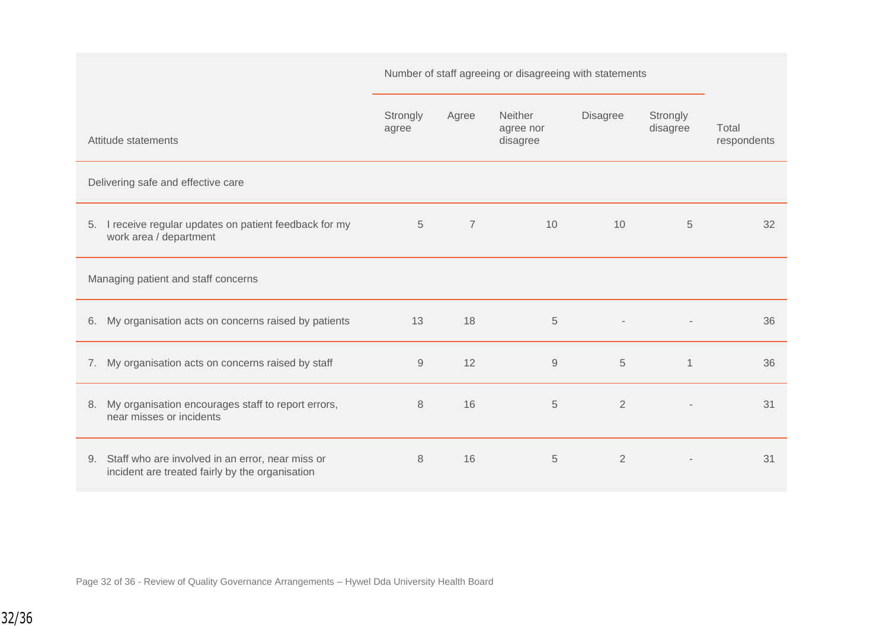| | Number of staff agreeing or disagreeing with statements | | | | | |
|---|---|---|---|---|---|---|
| Attitude statements | Strongly agree | Agree | Neither agree nor disagree | Disagree | Strongly disagree | Total respondents |
| **Delivering safe and effective care** | | | | | | |
| 5. I receive regular updates on patient feedback for my work area / department | 5 | 7 | 10 | 10 | 5 | 32 |
| **Managing patient and staff concerns** | | | | | | |
| 6. My organisation acts on concerns raised by patients | 13 | 18 | 5 | - | - | 36 |
| 7. My organisation acts on concerns raised by staff | 9 | 12 | 9 | 5 | 1 | 36 |
| 8. My organisation encourages staff to report errors, near misses or incidents | 8 | 16 | 5 | 2 | - | 31 |
| 9. Staff who are involved in an error, near miss or incident are treated fairly by the organisation | 8 | 16 | 5 | 2 | - | 31 |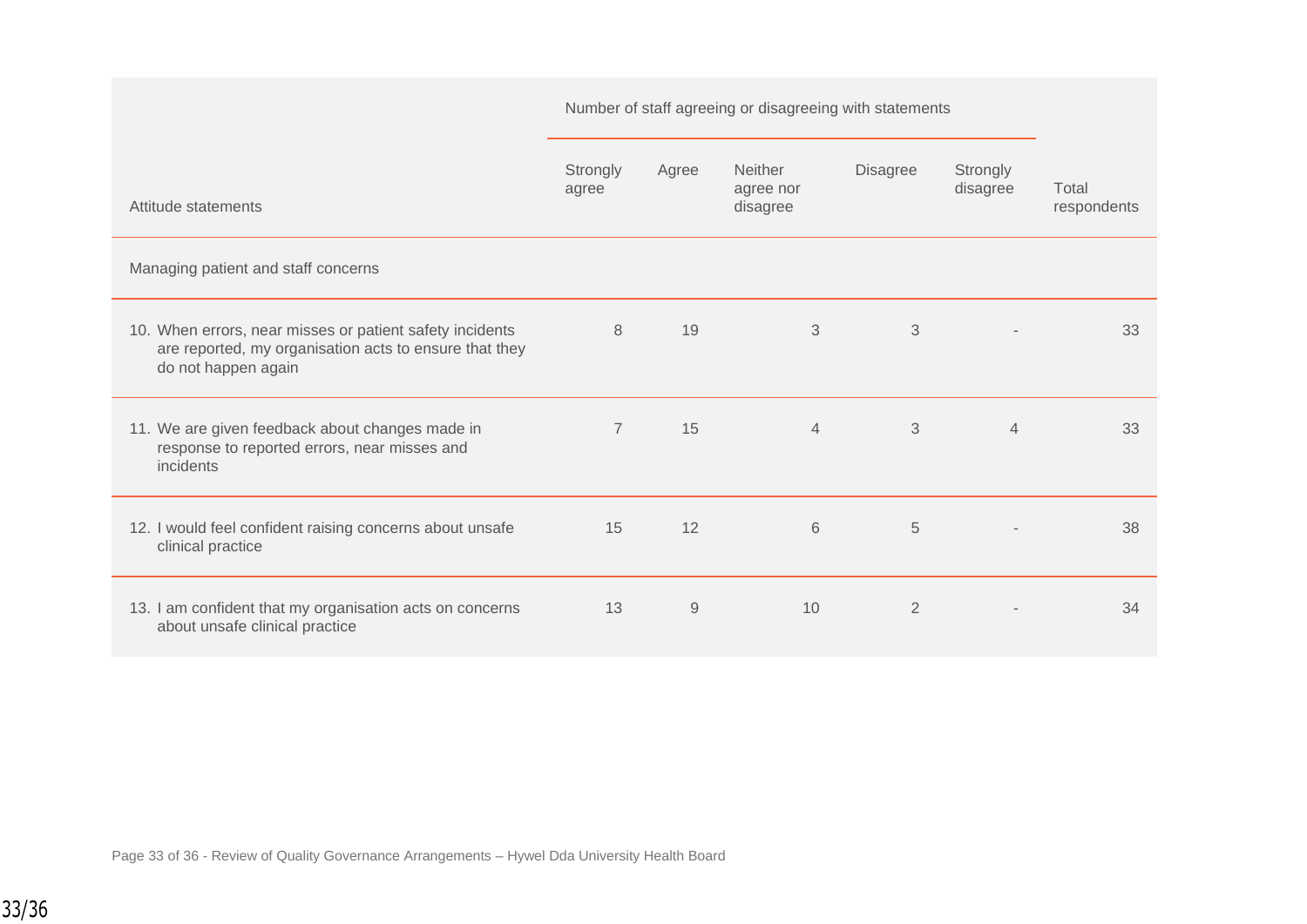| Attitude statements | Number of staff agreeing or disagreeing with statements | | | | | Total respondents |
|---|---|---|---|---|---|---|
| | Strongly agree | Agree | Neither agree nor disagree | Disagree | Strongly disagree | |
| Managing patient and staff concerns | | | | | | |
| 10. When errors, near misses or patient safety incidents are reported, my organisation acts to ensure that they do not happen again | 8 | 19 | 3 | 3 | - | 33 |
| 11. We are given feedback about changes made in response to reported errors, near misses and incidents | 7 | 15 | 4 | 3 | 4 | 33 |
| 12. I would feel confident raising concerns about unsafe clinical practice | 15 | 12 | 6 | 5 | - | 38 |
| 13. I am confident that my organisation acts on concerns about unsafe clinical practice | 13 | 9 | 10 | 2 | - | 34 |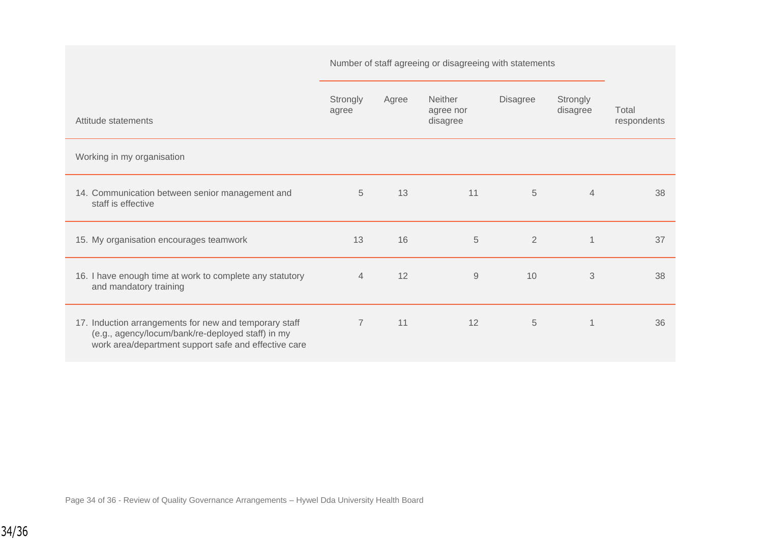| Attitude statements | Number of staff agreeing or disagreeing with statements | | | | | Total respondents |
|---|---|---|---|---|---|---|
| | Strongly agree | Agree | Neither agree nor disagree | Disagree | Strongly disagree | |
| **Working in my organisation** | | | | | | |
| 14. Communication between senior management and staff is effective | 5 | 13 | 11 | 5 | 4 | 38 |
| 15. My organisation encourages teamwork | 13 | 16 | 5 | 2 | 1 | 37 |
| 16. I have enough time at work to complete any statutory and mandatory training | 4 | 12 | 9 | 10 | 3 | 38 |
| 17. Induction arrangements for new and temporary staff (e.g., agency/locum/bank/re-deployed staff) in my work area/department support safe and effective care | 7 | 11 | 12 | 5 | 1 | 36 |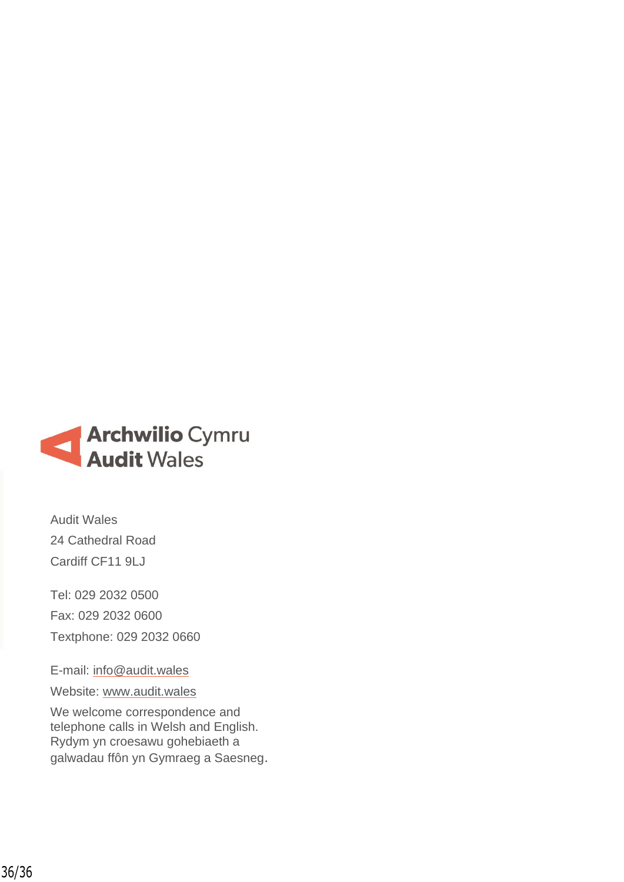Archwilio Cymru
Audit Wales

Audit Wales
24 Cathedral Road
Cardiff CF11 9LJ

Tel: 029 2032 0500
Fax: 029 2032 0600
Textphone: 029 2032 0660

E-mail: info@audit.wales
Website: www.audit.wales

We welcome correspondence and telephone calls in Welsh and English.
Rydym yn croesawu gohebiaeth a galwadau ffôn yn Gymraeg a Saesneg.